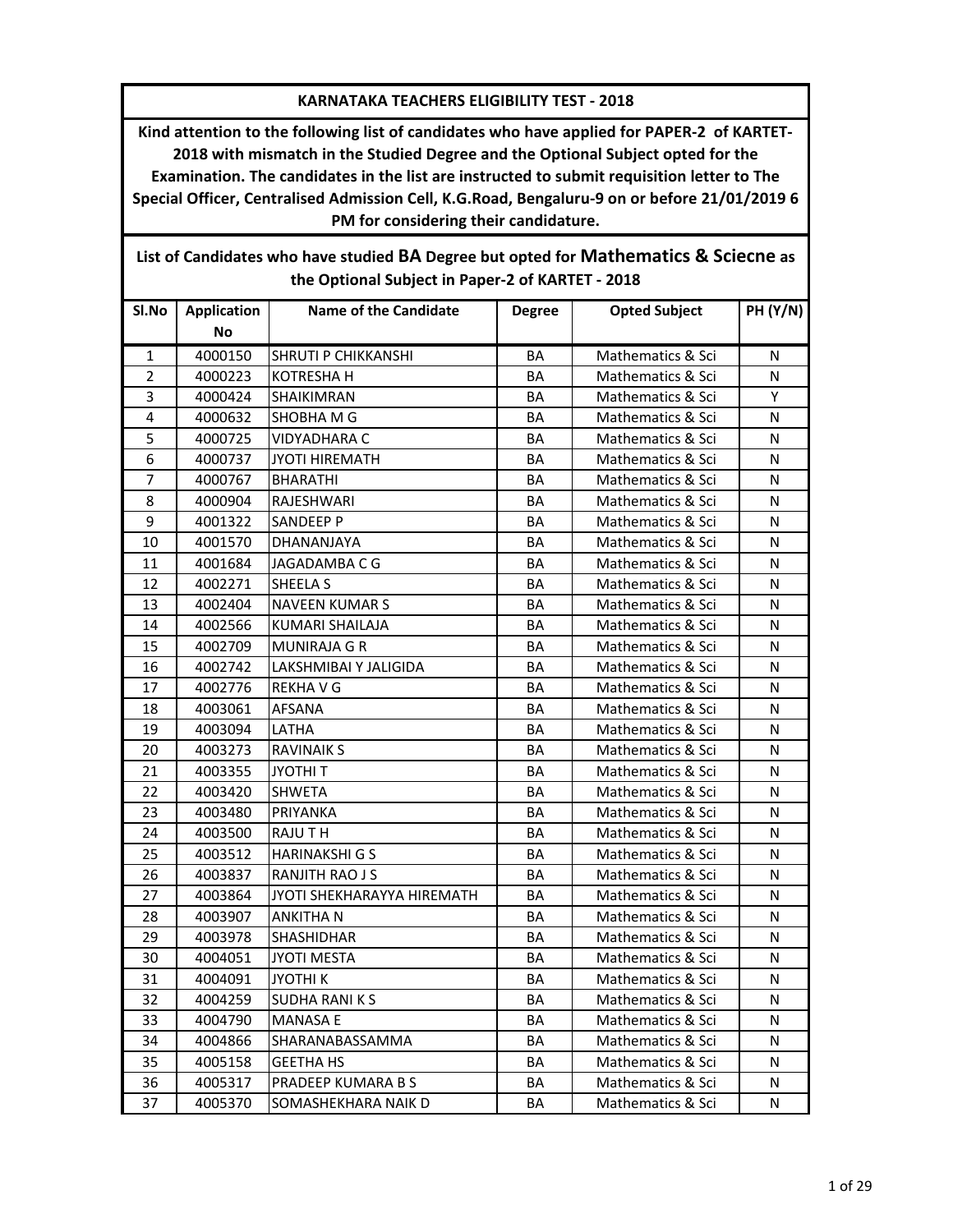# KARNATAKA TEACHERS ELIGIBILITY TEST - 2018

**Kind attention to the following list of candidates who have applied for PAPER-2 of KARTET-2018 with mismatch in the Studied Degree and the Optional Subject opted for the Examination. The candidates in the list are instructed to submit requisition letter to The Special Officer, Centralised Admission Cell, K.G.Road, Bengaluru-9 on or before 21/01/2019 6 PM for considering their candidature.**

## List of Candidates who have studied BA Degree but opted for Mathematics & Sciecne as the Optional Subject in Paper-2 of KARTET - 2018

| Sl.No | Application No | Name of the Candidate | Degree | Opted Subject | PH (Y/N) |
|---|---|---|---|---|---|
| 1 | 4000150 | SHRUTI P CHIKKANSHI | BA | Mathematics & Sci | N |
| 2 | 4000223 | KOTRESHA H | BA | Mathematics & Sci | N |
| 3 | 4000424 | SHAIKIMRAN | BA | Mathematics & Sci | Y |
| 4 | 4000632 | SHOBHA M G | BA | Mathematics & Sci | N |
| 5 | 4000725 | VIDYADHARA C | BA | Mathematics & Sci | N |
| 6 | 4000737 | JYOTI HIREMATH | BA | Mathematics & Sci | N |
| 7 | 4000767 | BHARATHI | BA | Mathematics & Sci | N |
| 8 | 4000904 | RAJESHWARI | BA | Mathematics & Sci | N |
| 9 | 4001322 | SANDEEP P | BA | Mathematics & Sci | N |
| 10 | 4001570 | DHANANJAYA | BA | Mathematics & Sci | N |
| 11 | 4001684 | JAGADAMBA C G | BA | Mathematics & Sci | N |
| 12 | 4002271 | SHEELA S | BA | Mathematics & Sci | N |
| 13 | 4002404 | NAVEEN KUMAR S | BA | Mathematics & Sci | N |
| 14 | 4002566 | KUMARI SHAILAJA | BA | Mathematics & Sci | N |
| 15 | 4002709 | MUNIRAJA G R | BA | Mathematics & Sci | N |
| 16 | 4002742 | LAKSHMIBAI Y JALIGIDA | BA | Mathematics & Sci | N |
| 17 | 4002776 | REKHA V G | BA | Mathematics & Sci | N |
| 18 | 4003061 | AFSANA | BA | Mathematics & Sci | N |
| 19 | 4003094 | LATHA | BA | Mathematics & Sci | N |
| 20 | 4003273 | RAVINAIK S | BA | Mathematics & Sci | N |
| 21 | 4003355 | JYOTHI T | BA | Mathematics & Sci | N |
| 22 | 4003420 | SHWETA | BA | Mathematics & Sci | N |
| 23 | 4003480 | PRIYANKA | BA | Mathematics & Sci | N |
| 24 | 4003500 | RAJU T H | BA | Mathematics & Sci | N |
| 25 | 4003512 | HARINAKSHI G S | BA | Mathematics & Sci | N |
| 26 | 4003837 | RANJITH RAO J S | BA | Mathematics & Sci | N |
| 27 | 4003864 | JYOTI SHEKHARAYYA HIREMATH | BA | Mathematics & Sci | N |
| 28 | 4003907 | ANKITHA N | BA | Mathematics & Sci | N |
| 29 | 4003978 | SHASHIDHAR | BA | Mathematics & Sci | N |
| 30 | 4004051 | JYOTI MESTA | BA | Mathematics & Sci | N |
| 31 | 4004091 | JYOTHI K | BA | Mathematics & Sci | N |
| 32 | 4004259 | SUDHA RANI K S | BA | Mathematics & Sci | N |
| 33 | 4004790 | MANASA E | BA | Mathematics & Sci | N |
| 34 | 4004866 | SHARANABASSAMMA | BA | Mathematics & Sci | N |
| 35 | 4005158 | GEETHA HS | BA | Mathematics & Sci | N |
| 36 | 4005317 | PRADEEP KUMARA B S | BA | Mathematics & Sci | N |
| 37 | 4005370 | SOMASHEKHARA NAIK D | BA | Mathematics & Sci | N |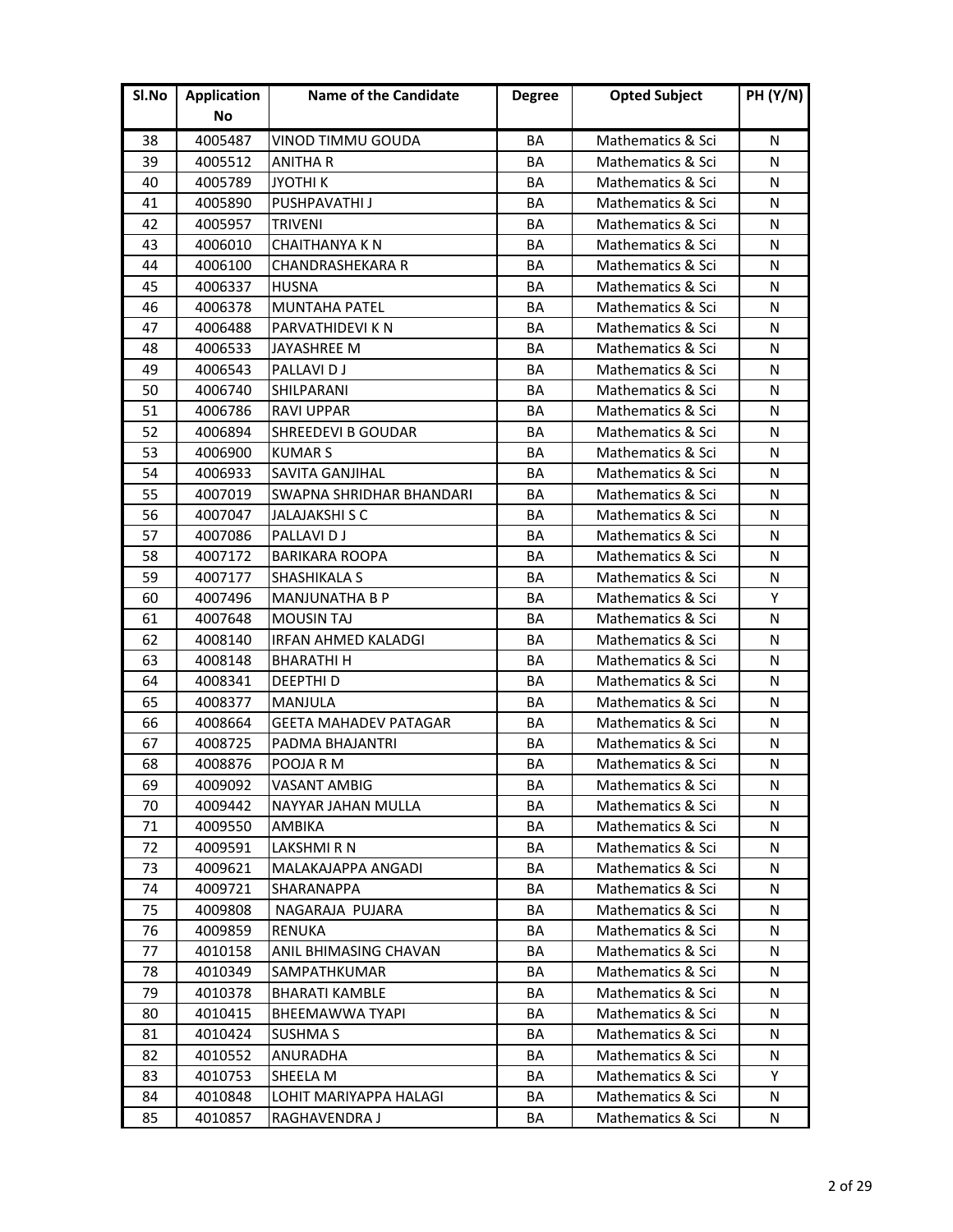| Sl.No | Application No | Name of the Candidate | Degree | Opted Subject | PH (Y/N) |
|---|---|---|---|---|---|
| 38 | 4005487 | VINOD TIMMU GOUDA | BA | Mathematics & Sci | N |
| 39 | 4005512 | ANITHA R | BA | Mathematics & Sci | N |
| 40 | 4005789 | JYOTHI K | BA | Mathematics & Sci | N |
| 41 | 4005890 | PUSHPAVATHI J | BA | Mathematics & Sci | N |
| 42 | 4005957 | TRIVENI | BA | Mathematics & Sci | N |
| 43 | 4006010 | CHAITHANYA K N | BA | Mathematics & Sci | N |
| 44 | 4006100 | CHANDRASHEKARA R | BA | Mathematics & Sci | N |
| 45 | 4006337 | HUSNA | BA | Mathematics & Sci | N |
| 46 | 4006378 | MUNTAHA PATEL | BA | Mathematics & Sci | N |
| 47 | 4006488 | PARVATHIDEVI K N | BA | Mathematics & Sci | N |
| 48 | 4006533 | JAYASHREE M | BA | Mathematics & Sci | N |
| 49 | 4006543 | PALLAVI D J | BA | Mathematics & Sci | N |
| 50 | 4006740 | SHILPARANI | BA | Mathematics & Sci | N |
| 51 | 4006786 | RAVI UPPAR | BA | Mathematics & Sci | N |
| 52 | 4006894 | SHREEDEVI B GOUDAR | BA | Mathematics & Sci | N |
| 53 | 4006900 | KUMAR S | BA | Mathematics & Sci | N |
| 54 | 4006933 | SAVITA GANJIHAL | BA | Mathematics & Sci | N |
| 55 | 4007019 | SWAPNA SHRIDHAR BHANDARI | BA | Mathematics & Sci | N |
| 56 | 4007047 | JALAJAKSHI S C | BA | Mathematics & Sci | N |
| 57 | 4007086 | PALLAVI D J | BA | Mathematics & Sci | N |
| 58 | 4007172 | BARIKARA ROOPA | BA | Mathematics & Sci | N |
| 59 | 4007177 | SHASHIKALA S | BA | Mathematics & Sci | N |
| 60 | 4007496 | MANJUNATHA B P | BA | Mathematics & Sci | Y |
| 61 | 4007648 | MOUSIN TAJ | BA | Mathematics & Sci | N |
| 62 | 4008140 | IRFAN AHMED KALADGI | BA | Mathematics & Sci | N |
| 63 | 4008148 | BHARATHI H | BA | Mathematics & Sci | N |
| 64 | 4008341 | DEEPTHI D | BA | Mathematics & Sci | N |
| 65 | 4008377 | MANJULA | BA | Mathematics & Sci | N |
| 66 | 4008664 | GEETA MAHADEV PATAGAR | BA | Mathematics & Sci | N |
| 67 | 4008725 | PADMA BHAJANTRI | BA | Mathematics & Sci | N |
| 68 | 4008876 | POOJA R M | BA | Mathematics & Sci | N |
| 69 | 4009092 | VASANT AMBIG | BA | Mathematics & Sci | N |
| 70 | 4009442 | NAYYAR JAHAN MULLA | BA | Mathematics & Sci | N |
| 71 | 4009550 | AMBIKA | BA | Mathematics & Sci | N |
| 72 | 4009591 | LAKSHMI R N | BA | Mathematics & Sci | N |
| 73 | 4009621 | MALAKAJAPPA ANGADI | BA | Mathematics & Sci | N |
| 74 | 4009721 | SHARANAPPA | BA | Mathematics & Sci | N |
| 75 | 4009808 | NAGARAJA PUJARA | BA | Mathematics & Sci | N |
| 76 | 4009859 | RENUKA | BA | Mathematics & Sci | N |
| 77 | 4010158 | ANIL BHIMASING CHAVAN | BA | Mathematics & Sci | N |
| 78 | 4010349 | SAMPATHKUMAR | BA | Mathematics & Sci | N |
| 79 | 4010378 | BHARATI KAMBLE | BA | Mathematics & Sci | N |
| 80 | 4010415 | BHEEMAWWA TYAPI | BA | Mathematics & Sci | N |
| 81 | 4010424 | SUSHMA S | BA | Mathematics & Sci | N |
| 82 | 4010552 | ANURADHA | BA | Mathematics & Sci | N |
| 83 | 4010753 | SHEELA M | BA | Mathematics & Sci | Y |
| 84 | 4010848 | LOHIT MARIYAPPA HALAGI | BA | Mathematics & Sci | N |
| 85 | 4010857 | RAGHAVENDRA J | BA | Mathematics & Sci | N |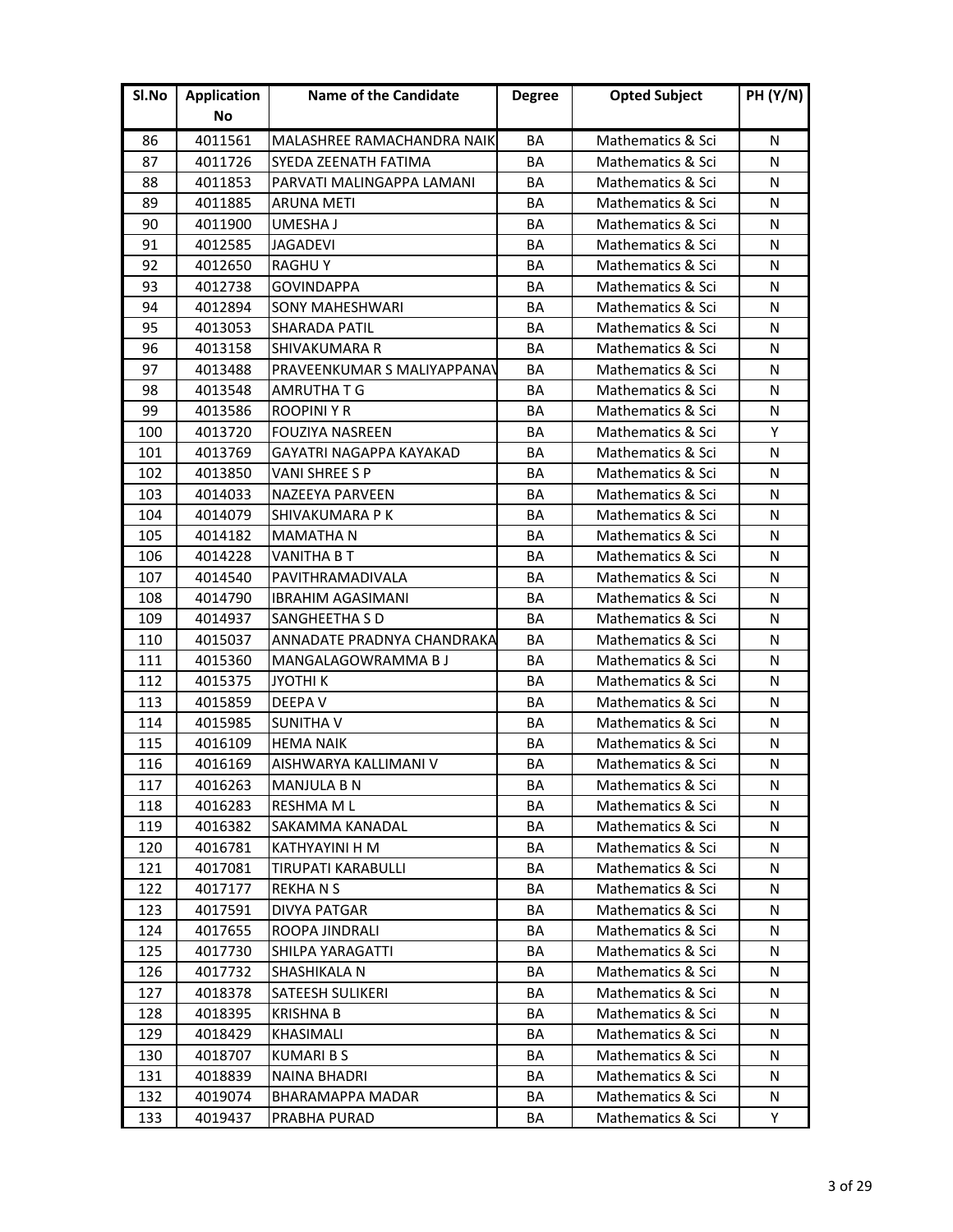| Sl.No | Application No | Name of the Candidate | Degree | Opted Subject | PH (Y/N) |
|---|---|---|---|---|---|
| 86 | 4011561 | MALASHREE RAMACHANDRA NAIK | BA | Mathematics & Sci | N |
| 87 | 4011726 | SYEDA ZEENATH FATIMA | BA | Mathematics & Sci | N |
| 88 | 4011853 | PARVATI MALINGAPPA LAMANI | BA | Mathematics & Sci | N |
| 89 | 4011885 | ARUNA METI | BA | Mathematics & Sci | N |
| 90 | 4011900 | UMESHA J | BA | Mathematics & Sci | N |
| 91 | 4012585 | JAGADEVI | BA | Mathematics & Sci | N |
| 92 | 4012650 | RAGHU Y | BA | Mathematics & Sci | N |
| 93 | 4012738 | GOVINDAPPA | BA | Mathematics & Sci | N |
| 94 | 4012894 | SONY MAHESHWARI | BA | Mathematics & Sci | N |
| 95 | 4013053 | SHARADA PATIL | BA | Mathematics & Sci | N |
| 96 | 4013158 | SHIVAKUMARA R | BA | Mathematics & Sci | N |
| 97 | 4013488 | PRAVEENKUMAR S MALIYAPPANAV | BA | Mathematics & Sci | N |
| 98 | 4013548 | AMRUTHA T G | BA | Mathematics & Sci | N |
| 99 | 4013586 | ROOPINI Y R | BA | Mathematics & Sci | N |
| 100 | 4013720 | FOUZIYA NASREEN | BA | Mathematics & Sci | Y |
| 101 | 4013769 | GAYATRI NAGAPPA KAYAKAD | BA | Mathematics & Sci | N |
| 102 | 4013850 | VANI SHREE S P | BA | Mathematics & Sci | N |
| 103 | 4014033 | NAZEEYA PARVEEN | BA | Mathematics & Sci | N |
| 104 | 4014079 | SHIVAKUMARA P K | BA | Mathematics & Sci | N |
| 105 | 4014182 | MAMATHA N | BA | Mathematics & Sci | N |
| 106 | 4014228 | VANITHA B T | BA | Mathematics & Sci | N |
| 107 | 4014540 | PAVITHRAMADIVALA | BA | Mathematics & Sci | N |
| 108 | 4014790 | IBRAHIM AGASIMANI | BA | Mathematics & Sci | N |
| 109 | 4014937 | SANGHEETHA S D | BA | Mathematics & Sci | N |
| 110 | 4015037 | ANNADATE PRADNYA CHANDRAKA | BA | Mathematics & Sci | N |
| 111 | 4015360 | MANGALAGOWRAMMA B J | BA | Mathematics & Sci | N |
| 112 | 4015375 | JYOTHI K | BA | Mathematics & Sci | N |
| 113 | 4015859 | DEEPA V | BA | Mathematics & Sci | N |
| 114 | 4015985 | SUNITHA V | BA | Mathematics & Sci | N |
| 115 | 4016109 | HEMA NAIK | BA | Mathematics & Sci | N |
| 116 | 4016169 | AISHWARYA KALLIMANI V | BA | Mathematics & Sci | N |
| 117 | 4016263 | MANJULA B N | BA | Mathematics & Sci | N |
| 118 | 4016283 | RESHMA M L | BA | Mathematics & Sci | N |
| 119 | 4016382 | SAKAMMA KANADAL | BA | Mathematics & Sci | N |
| 120 | 4016781 | KATHYAYINI H M | BA | Mathematics & Sci | N |
| 121 | 4017081 | TIRUPATI KARABULLI | BA | Mathematics & Sci | N |
| 122 | 4017177 | REKHA N S | BA | Mathematics & Sci | N |
| 123 | 4017591 | DIVYA PATGAR | BA | Mathematics & Sci | N |
| 124 | 4017655 | ROOPA JINDRALI | BA | Mathematics & Sci | N |
| 125 | 4017730 | SHILPA YARAGATTI | BA | Mathematics & Sci | N |
| 126 | 4017732 | SHASHIKALA N | BA | Mathematics & Sci | N |
| 127 | 4018378 | SATEESH SULIKERI | BA | Mathematics & Sci | N |
| 128 | 4018395 | KRISHNA B | BA | Mathematics & Sci | N |
| 129 | 4018429 | KHASIMALI | BA | Mathematics & Sci | N |
| 130 | 4018707 | KUMARI B S | BA | Mathematics & Sci | N |
| 131 | 4018839 | NAINA BHADRI | BA | Mathematics & Sci | N |
| 132 | 4019074 | BHARAMAPPA MADAR | BA | Mathematics & Sci | N |
| 133 | 4019437 | PRABHA PURAD | BA | Mathematics & Sci | Y |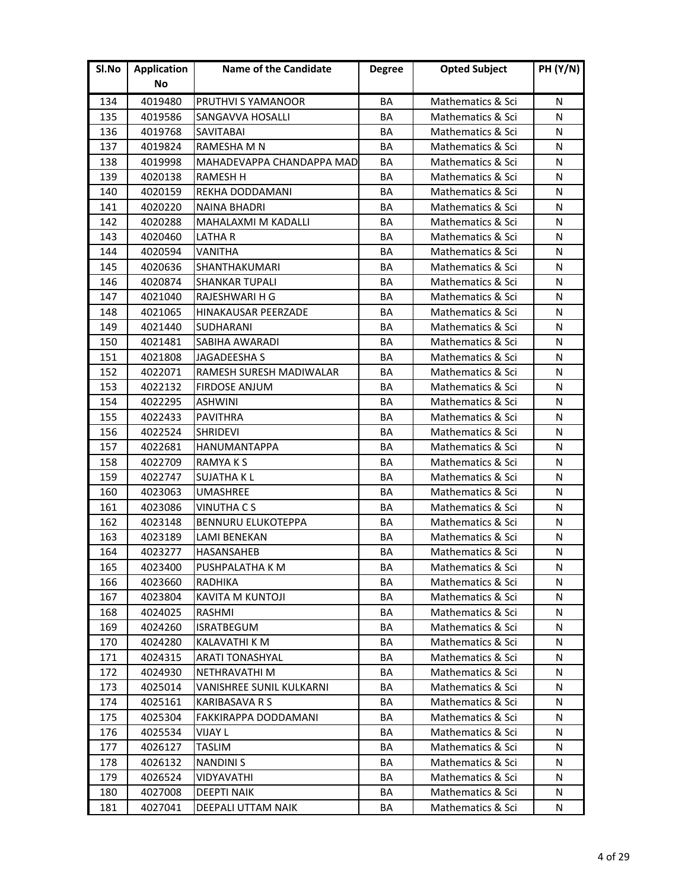| Sl.No | Application No | Name of the Candidate | Degree | Opted Subject | PH (Y/N) |
|---|---|---|---|---|---|
| 134 | 4019480 | PRUTHVI S YAMANOOR | BA | Mathematics & Sci | N |
| 135 | 4019586 | SANGAVVA HOSALLI | BA | Mathematics & Sci | N |
| 136 | 4019768 | SAVITABAI | BA | Mathematics & Sci | N |
| 137 | 4019824 | RAMESHA M N | BA | Mathematics & Sci | N |
| 138 | 4019998 | MAHADEVAPPA CHANDAPPA MAD | BA | Mathematics & Sci | N |
| 139 | 4020138 | RAMESH H | BA | Mathematics & Sci | N |
| 140 | 4020159 | REKHA DODDAMANI | BA | Mathematics & Sci | N |
| 141 | 4020220 | NAINA BHADRI | BA | Mathematics & Sci | N |
| 142 | 4020288 | MAHALAXMI M KADALLI | BA | Mathematics & Sci | N |
| 143 | 4020460 | LATHA R | BA | Mathematics & Sci | N |
| 144 | 4020594 | VANITHA | BA | Mathematics & Sci | N |
| 145 | 4020636 | SHANTHAKUMARI | BA | Mathematics & Sci | N |
| 146 | 4020874 | SHANKAR TUPALI | BA | Mathematics & Sci | N |
| 147 | 4021040 | RAJESHWARI H G | BA | Mathematics & Sci | N |
| 148 | 4021065 | HINAKAUSAR PEERZADE | BA | Mathematics & Sci | N |
| 149 | 4021440 | SUDHARANI | BA | Mathematics & Sci | N |
| 150 | 4021481 | SABIHA AWARADI | BA | Mathematics & Sci | N |
| 151 | 4021808 | JAGADEESHA S | BA | Mathematics & Sci | N |
| 152 | 4022071 | RAMESH SURESH MADIWALAR | BA | Mathematics & Sci | N |
| 153 | 4022132 | FIRDOSE ANJUM | BA | Mathematics & Sci | N |
| 154 | 4022295 | ASHWINI | BA | Mathematics & Sci | N |
| 155 | 4022433 | PAVITHRA | BA | Mathematics & Sci | N |
| 156 | 4022524 | SHRIDEVI | BA | Mathematics & Sci | N |
| 157 | 4022681 | HANUMANTAPPA | BA | Mathematics & Sci | N |
| 158 | 4022709 | RAMYA K S | BA | Mathematics & Sci | N |
| 159 | 4022747 | SUJATHA K L | BA | Mathematics & Sci | N |
| 160 | 4023063 | UMASHREE | BA | Mathematics & Sci | N |
| 161 | 4023086 | VINUTHA C S | BA | Mathematics & Sci | N |
| 162 | 4023148 | BENNURU ELUKOTEPPA | BA | Mathematics & Sci | N |
| 163 | 4023189 | LAMI BENEKAN | BA | Mathematics & Sci | N |
| 164 | 4023277 | HASANSAHEB | BA | Mathematics & Sci | N |
| 165 | 4023400 | PUSHPALATHA K M | BA | Mathematics & Sci | N |
| 166 | 4023660 | RADHIKA | BA | Mathematics & Sci | N |
| 167 | 4023804 | KAVITA M KUNTOJI | BA | Mathematics & Sci | N |
| 168 | 4024025 | RASHMI | BA | Mathematics & Sci | N |
| 169 | 4024260 | ISRATBEGUM | BA | Mathematics & Sci | N |
| 170 | 4024280 | KALAVATHI K M | BA | Mathematics & Sci | N |
| 171 | 4024315 | ARATI TONASHYAL | BA | Mathematics & Sci | N |
| 172 | 4024930 | NETHRAVATHI M | BA | Mathematics & Sci | N |
| 173 | 4025014 | VANISHREE SUNIL KULKARNI | BA | Mathematics & Sci | N |
| 174 | 4025161 | KARIBASAVA R S | BA | Mathematics & Sci | N |
| 175 | 4025304 | FAKKIRAPPA DODDAMANI | BA | Mathematics & Sci | N |
| 176 | 4025534 | VIJAY L | BA | Mathematics & Sci | N |
| 177 | 4026127 | TASLIM | BA | Mathematics & Sci | N |
| 178 | 4026132 | NANDINI S | BA | Mathematics & Sci | N |
| 179 | 4026524 | VIDYAVATHI | BA | Mathematics & Sci | N |
| 180 | 4027008 | DEEPTI NAIK | BA | Mathematics & Sci | N |
| 181 | 4027041 | DEEPALI UTTAM NAIK | BA | Mathematics & Sci | N |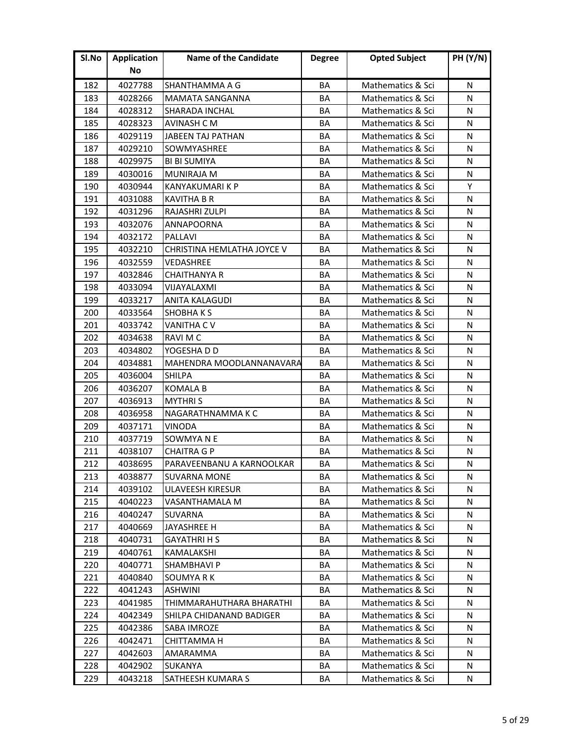| Sl.No | Application No | Name of the Candidate | Degree | Opted Subject | PH (Y/N) |
|---|---|---|---|---|---|
| 182 | 4027788 | SHANTHAMMA A G | BA | Mathematics & Sci | N |
| 183 | 4028266 | MAMATA SANGANNA | BA | Mathematics & Sci | N |
| 184 | 4028312 | SHARADA INCHAL | BA | Mathematics & Sci | N |
| 185 | 4028323 | AVINASH C M | BA | Mathematics & Sci | N |
| 186 | 4029119 | JABEEN TAJ PATHAN | BA | Mathematics & Sci | N |
| 187 | 4029210 | SOWMYASHREE | BA | Mathematics & Sci | N |
| 188 | 4029975 | BI BI SUMIYA | BA | Mathematics & Sci | N |
| 189 | 4030016 | MUNIRAJA M | BA | Mathematics & Sci | N |
| 190 | 4030944 | KANYAKUMARI K P | BA | Mathematics & Sci | Y |
| 191 | 4031088 | KAVITHA B R | BA | Mathematics & Sci | N |
| 192 | 4031296 | RAJASHRI ZULPI | BA | Mathematics & Sci | N |
| 193 | 4032076 | ANNAPOORNA | BA | Mathematics & Sci | N |
| 194 | 4032172 | PALLAVI | BA | Mathematics & Sci | N |
| 195 | 4032210 | CHRISTINA HEMLATHA JOYCE V | BA | Mathematics & Sci | N |
| 196 | 4032559 | VEDASHREE | BA | Mathematics & Sci | N |
| 197 | 4032846 | CHAITHANYA R | BA | Mathematics & Sci | N |
| 198 | 4033094 | VIJAYALAXMI | BA | Mathematics & Sci | N |
| 199 | 4033217 | ANITA KALAGUDI | BA | Mathematics & Sci | N |
| 200 | 4033564 | SHOBHA K S | BA | Mathematics & Sci | N |
| 201 | 4033742 | VANITHA C V | BA | Mathematics & Sci | N |
| 202 | 4034638 | RAVI M C | BA | Mathematics & Sci | N |
| 203 | 4034802 | YOGESHA D D | BA | Mathematics & Sci | N |
| 204 | 4034881 | MAHENDRA MOODLANNANAVARA | BA | Mathematics & Sci | N |
| 205 | 4036004 | SHILPA | BA | Mathematics & Sci | N |
| 206 | 4036207 | KOMALA B | BA | Mathematics & Sci | N |
| 207 | 4036913 | MYTHRI S | BA | Mathematics & Sci | N |
| 208 | 4036958 | NAGARATHNAMMA K C | BA | Mathematics & Sci | N |
| 209 | 4037171 | VINODA | BA | Mathematics & Sci | N |
| 210 | 4037719 | SOWMYA N E | BA | Mathematics & Sci | N |
| 211 | 4038107 | CHAITRA G P | BA | Mathematics & Sci | N |
| 212 | 4038695 | PARAVEENBANU A KARNOOLKAR | BA | Mathematics & Sci | N |
| 213 | 4038877 | SUVARNA MONE | BA | Mathematics & Sci | N |
| 214 | 4039102 | ULAVEESH KIRESUR | BA | Mathematics & Sci | N |
| 215 | 4040223 | VASANTHAMALA M | BA | Mathematics & Sci | N |
| 216 | 4040247 | SUVARNA | BA | Mathematics & Sci | N |
| 217 | 4040669 | JAYASHREE H | BA | Mathematics & Sci | N |
| 218 | 4040731 | GAYATHRI H S | BA | Mathematics & Sci | N |
| 219 | 4040761 | KAMALAKSHI | BA | Mathematics & Sci | N |
| 220 | 4040771 | SHAMBHAVI P | BA | Mathematics & Sci | N |
| 221 | 4040840 | SOUMYA R K | BA | Mathematics & Sci | N |
| 222 | 4041243 | ASHWINI | BA | Mathematics & Sci | N |
| 223 | 4041985 | THIMMARAHUTHARA BHARATHI | BA | Mathematics & Sci | N |
| 224 | 4042349 | SHILPA CHIDANAND BADIGER | BA | Mathematics & Sci | N |
| 225 | 4042386 | SABA IMROZE | BA | Mathematics & Sci | N |
| 226 | 4042471 | CHITTAMMA H | BA | Mathematics & Sci | N |
| 227 | 4042603 | AMARAMMA | BA | Mathematics & Sci | N |
| 228 | 4042902 | SUKANYA | BA | Mathematics & Sci | N |
| 229 | 4043218 | SATHEESH KUMARA S | BA | Mathematics & Sci | N |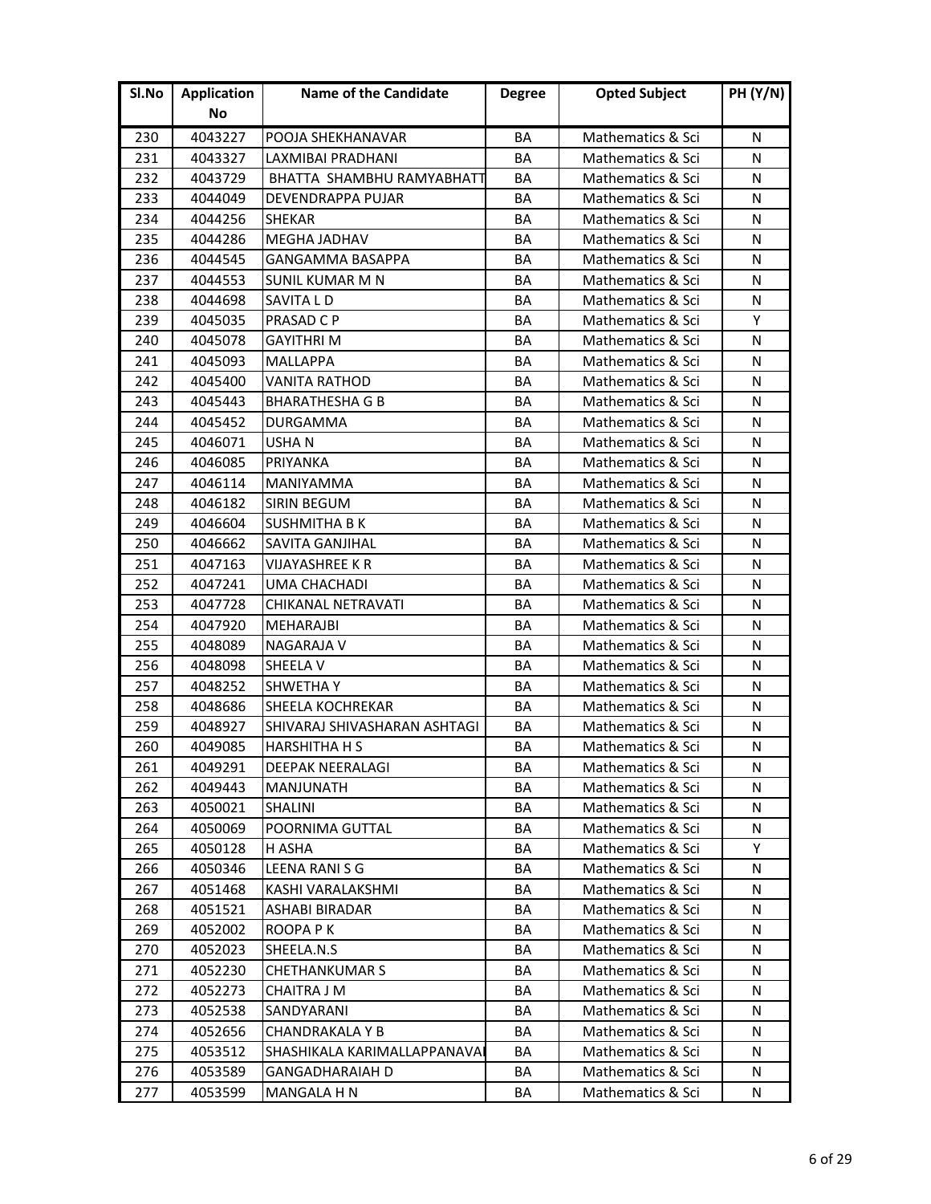| Sl.No | Application No | Name of the Candidate | Degree | Opted Subject | PH (Y/N) |
|---|---|---|---|---|---|
| 230 | 4043227 | POOJA SHEKHANAVAR | BA | Mathematics & Sci | N |
| 231 | 4043327 | LAXMIBAI PRADHANI | BA | Mathematics & Sci | N |
| 232 | 4043729 | BHATTA SHAMBHU RAMYABHATT | BA | Mathematics & Sci | N |
| 233 | 4044049 | DEVENDRAPPA PUJAR | BA | Mathematics & Sci | N |
| 234 | 4044256 | SHEKAR | BA | Mathematics & Sci | N |
| 235 | 4044286 | MEGHA JADHAV | BA | Mathematics & Sci | N |
| 236 | 4044545 | GANGAMMA BASAPPA | BA | Mathematics & Sci | N |
| 237 | 4044553 | SUNIL KUMAR M N | BA | Mathematics & Sci | N |
| 238 | 4044698 | SAVITA L D | BA | Mathematics & Sci | N |
| 239 | 4045035 | PRASAD C P | BA | Mathematics & Sci | Y |
| 240 | 4045078 | GAYITHRI M | BA | Mathematics & Sci | N |
| 241 | 4045093 | MALLAPPA | BA | Mathematics & Sci | N |
| 242 | 4045400 | VANITA RATHOD | BA | Mathematics & Sci | N |
| 243 | 4045443 | BHARATHESHA G B | BA | Mathematics & Sci | N |
| 244 | 4045452 | DURGAMMA | BA | Mathematics & Sci | N |
| 245 | 4046071 | USHA N | BA | Mathematics & Sci | N |
| 246 | 4046085 | PRIYANKA | BA | Mathematics & Sci | N |
| 247 | 4046114 | MANIYAMMA | BA | Mathematics & Sci | N |
| 248 | 4046182 | SIRIN BEGUM | BA | Mathematics & Sci | N |
| 249 | 4046604 | SUSHMITHA B K | BA | Mathematics & Sci | N |
| 250 | 4046662 | SAVITA GANJIHAL | BA | Mathematics & Sci | N |
| 251 | 4047163 | VIJAYASHREE K R | BA | Mathematics & Sci | N |
| 252 | 4047241 | UMA CHACHADI | BA | Mathematics & Sci | N |
| 253 | 4047728 | CHIKANAL NETRAVATI | BA | Mathematics & Sci | N |
| 254 | 4047920 | MEHARAJBI | BA | Mathematics & Sci | N |
| 255 | 4048089 | NAGARAJA V | BA | Mathematics & Sci | N |
| 256 | 4048098 | SHEELA V | BA | Mathematics & Sci | N |
| 257 | 4048252 | SHWETHA Y | BA | Mathematics & Sci | N |
| 258 | 4048686 | SHEELA KOCHREKAR | BA | Mathematics & Sci | N |
| 259 | 4048927 | SHIVARAJ SHIVASHARAN ASHTAGI | BA | Mathematics & Sci | N |
| 260 | 4049085 | HARSHITHA H S | BA | Mathematics & Sci | N |
| 261 | 4049291 | DEEPAK NEERALAGI | BA | Mathematics & Sci | N |
| 262 | 4049443 | MANJUNATH | BA | Mathematics & Sci | N |
| 263 | 4050021 | SHALINI | BA | Mathematics & Sci | N |
| 264 | 4050069 | POORNIMA GUTTAL | BA | Mathematics & Sci | N |
| 265 | 4050128 | H ASHA | BA | Mathematics & Sci | Y |
| 266 | 4050346 | LEENA RANI S G | BA | Mathematics & Sci | N |
| 267 | 4051468 | KASHI VARALAKSHMI | BA | Mathematics & Sci | N |
| 268 | 4051521 | ASHABI BIRADAR | BA | Mathematics & Sci | N |
| 269 | 4052002 | ROOPA P K | BA | Mathematics & Sci | N |
| 270 | 4052023 | SHEELA.N.S | BA | Mathematics & Sci | N |
| 271 | 4052230 | CHETHANKUMAR S | BA | Mathematics & Sci | N |
| 272 | 4052273 | CHAITRA J M | BA | Mathematics & Sci | N |
| 273 | 4052538 | SANDYARANI | BA | Mathematics & Sci | N |
| 274 | 4052656 | CHANDRAKALA Y B | BA | Mathematics & Sci | N |
| 275 | 4053512 | SHASHIKALA KARIMALLAPPANAVAI | BA | Mathematics & Sci | N |
| 276 | 4053589 | GANGADHARAIAH D | BA | Mathematics & Sci | N |
| 277 | 4053599 | MANGALA H N | BA | Mathematics & Sci | N |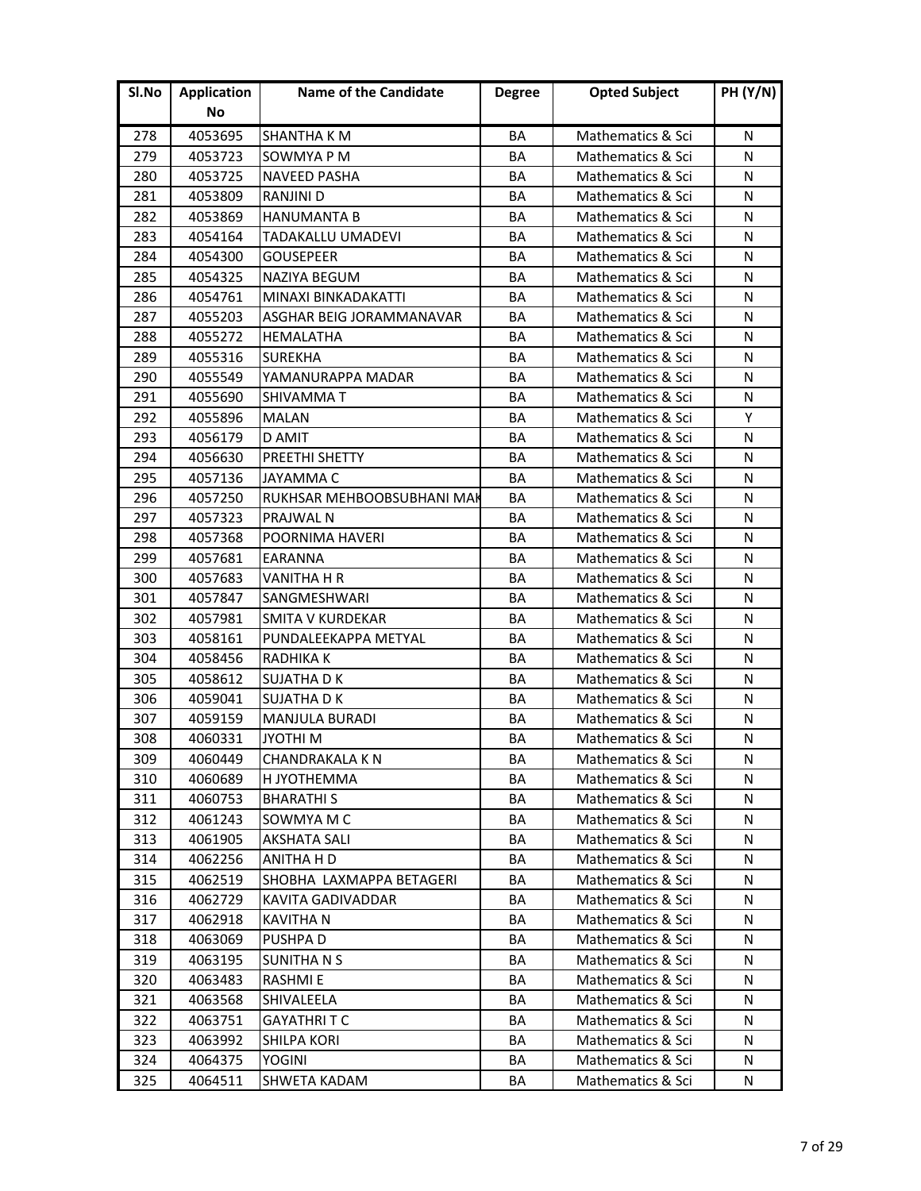| Sl.No | Application No | Name of the Candidate | Degree | Opted Subject | PH (Y/N) |
|---|---|---|---|---|---|
| 278 | 4053695 | SHANTHA K M | BA | Mathematics & Sci | N |
| 279 | 4053723 | SOWMYA P M | BA | Mathematics & Sci | N |
| 280 | 4053725 | NAVEED PASHA | BA | Mathematics & Sci | N |
| 281 | 4053809 | RANJINI D | BA | Mathematics & Sci | N |
| 282 | 4053869 | HANUMANTA B | BA | Mathematics & Sci | N |
| 283 | 4054164 | TADAKALLU UMADEVI | BA | Mathematics & Sci | N |
| 284 | 4054300 | GOUSEPEER | BA | Mathematics & Sci | N |
| 285 | 4054325 | NAZIYA BEGUM | BA | Mathematics & Sci | N |
| 286 | 4054761 | MINAXI BINKADAKATTI | BA | Mathematics & Sci | N |
| 287 | 4055203 | ASGHAR BEIG JORAMMANAVAR | BA | Mathematics & Sci | N |
| 288 | 4055272 | HEMALATHA | BA | Mathematics & Sci | N |
| 289 | 4055316 | SUREKHA | BA | Mathematics & Sci | N |
| 290 | 4055549 | YAMANURAPPA MADAR | BA | Mathematics & Sci | N |
| 291 | 4055690 | SHIVAMMA T | BA | Mathematics & Sci | N |
| 292 | 4055896 | MALAN | BA | Mathematics & Sci | Y |
| 293 | 4056179 | D AMIT | BA | Mathematics & Sci | N |
| 294 | 4056630 | PREETHI SHETTY | BA | Mathematics & Sci | N |
| 295 | 4057136 | JAYAMMA C | BA | Mathematics & Sci | N |
| 296 | 4057250 | RUKHSAR MEHBOOBSUBHANI MAK | BA | Mathematics & Sci | N |
| 297 | 4057323 | PRAJWAL N | BA | Mathematics & Sci | N |
| 298 | 4057368 | POORNIMA HAVERI | BA | Mathematics & Sci | N |
| 299 | 4057681 | EARANNA | BA | Mathematics & Sci | N |
| 300 | 4057683 | VANITHA H R | BA | Mathematics & Sci | N |
| 301 | 4057847 | SANGMESHWARI | BA | Mathematics & Sci | N |
| 302 | 4057981 | SMITA V KURDEKAR | BA | Mathematics & Sci | N |
| 303 | 4058161 | PUNDALEEKAPPA METYAL | BA | Mathematics & Sci | N |
| 304 | 4058456 | RADHIKA K | BA | Mathematics & Sci | N |
| 305 | 4058612 | SUJATHA D K | BA | Mathematics & Sci | N |
| 306 | 4059041 | SUJATHA D K | BA | Mathematics & Sci | N |
| 307 | 4059159 | MANJULA BURADI | BA | Mathematics & Sci | N |
| 308 | 4060331 | JYOTHI M | BA | Mathematics & Sci | N |
| 309 | 4060449 | CHANDRAKALA K N | BA | Mathematics & Sci | N |
| 310 | 4060689 | H JYOTHEMMA | BA | Mathematics & Sci | N |
| 311 | 4060753 | BHARATHI S | BA | Mathematics & Sci | N |
| 312 | 4061243 | SOWMYA M C | BA | Mathematics & Sci | N |
| 313 | 4061905 | AKSHATA SALI | BA | Mathematics & Sci | N |
| 314 | 4062256 | ANITHA H D | BA | Mathematics & Sci | N |
| 315 | 4062519 | SHOBHA LAXMAPPA BETAGERI | BA | Mathematics & Sci | N |
| 316 | 4062729 | KAVITA GADIVADDAR | BA | Mathematics & Sci | N |
| 317 | 4062918 | KAVITHA N | BA | Mathematics & Sci | N |
| 318 | 4063069 | PUSHPA D | BA | Mathematics & Sci | N |
| 319 | 4063195 | SUNITHA N S | BA | Mathematics & Sci | N |
| 320 | 4063483 | RASHMI E | BA | Mathematics & Sci | N |
| 321 | 4063568 | SHIVALEELA | BA | Mathematics & Sci | N |
| 322 | 4063751 | GAYATHRI T C | BA | Mathematics & Sci | N |
| 323 | 4063992 | SHILPA KORI | BA | Mathematics & Sci | N |
| 324 | 4064375 | YOGINI | BA | Mathematics & Sci | N |
| 325 | 4064511 | SHWETA KADAM | BA | Mathematics & Sci | N |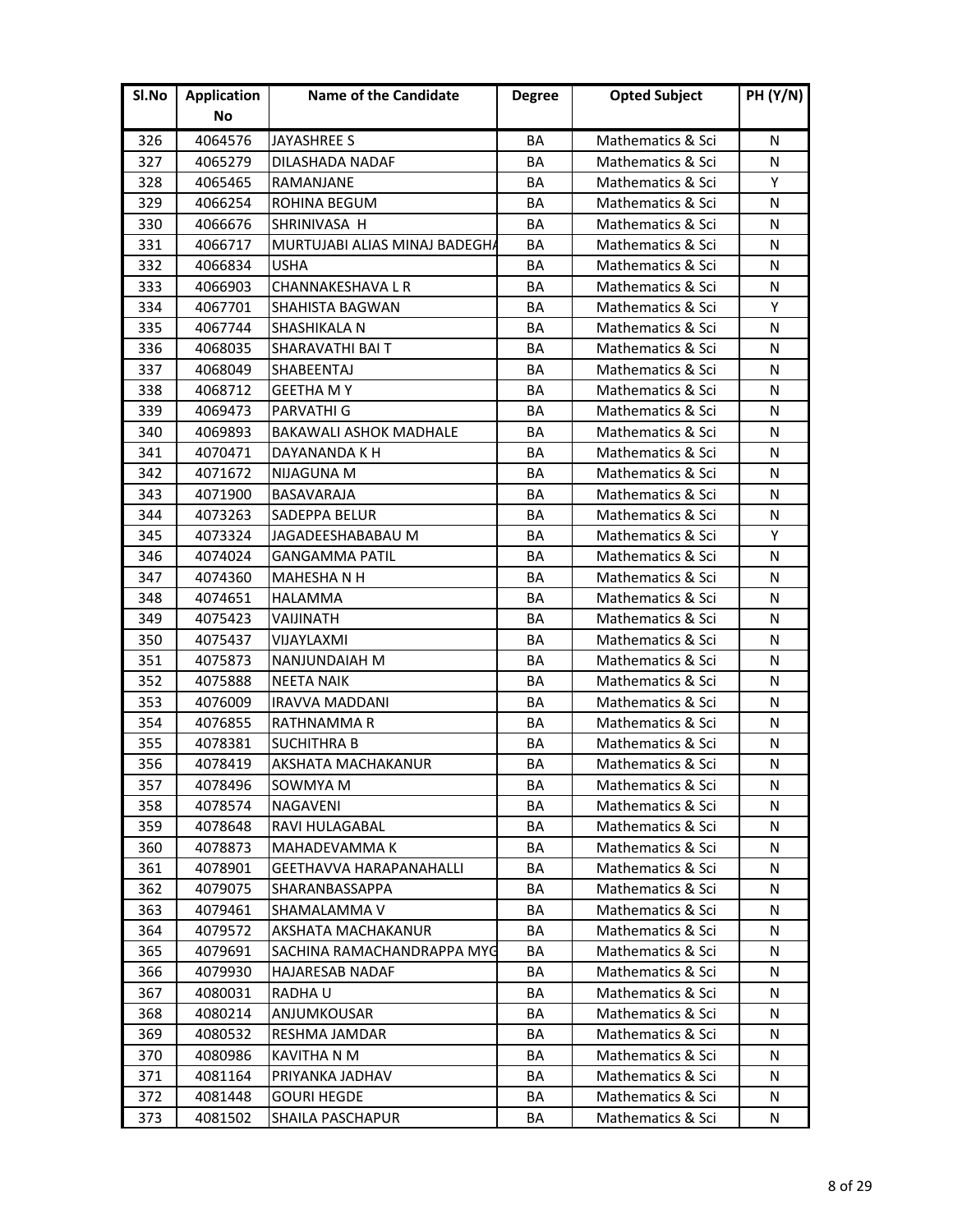| Sl.No | Application No | Name of the Candidate | Degree | Opted Subject | PH (Y/N) |
|---|---|---|---|---|---|
| 326 | 4064576 | JAYASHREE S | BA | Mathematics & Sci | N |
| 327 | 4065279 | DILASHADA NADAF | BA | Mathematics & Sci | N |
| 328 | 4065465 | RAMANJANE | BA | Mathematics & Sci | Y |
| 329 | 4066254 | ROHINA BEGUM | BA | Mathematics & Sci | N |
| 330 | 4066676 | SHRINIVASA H | BA | Mathematics & Sci | N |
| 331 | 4066717 | MURTUJABI ALIAS MINAJ BADEGHA | BA | Mathematics & Sci | N |
| 332 | 4066834 | USHA | BA | Mathematics & Sci | N |
| 333 | 4066903 | CHANNAKESHAVA L R | BA | Mathematics & Sci | N |
| 334 | 4067701 | SHAHISTA BAGWAN | BA | Mathematics & Sci | Y |
| 335 | 4067744 | SHASHIKALA N | BA | Mathematics & Sci | N |
| 336 | 4068035 | SHARAVATHI BAI T | BA | Mathematics & Sci | N |
| 337 | 4068049 | SHABEENTAJ | BA | Mathematics & Sci | N |
| 338 | 4068712 | GEETHA M Y | BA | Mathematics & Sci | N |
| 339 | 4069473 | PARVATHI G | BA | Mathematics & Sci | N |
| 340 | 4069893 | BAKAWALI ASHOK MADHALE | BA | Mathematics & Sci | N |
| 341 | 4070471 | DAYANANDA K H | BA | Mathematics & Sci | N |
| 342 | 4071672 | NIJAGUNA M | BA | Mathematics & Sci | N |
| 343 | 4071900 | BASAVARAJA | BA | Mathematics & Sci | N |
| 344 | 4073263 | SADEPPA BELUR | BA | Mathematics & Sci | N |
| 345 | 4073324 | JAGADEESHABABAU M | BA | Mathematics & Sci | Y |
| 346 | 4074024 | GANGAMMA PATIL | BA | Mathematics & Sci | N |
| 347 | 4074360 | MAHESHA N H | BA | Mathematics & Sci | N |
| 348 | 4074651 | HALAMMA | BA | Mathematics & Sci | N |
| 349 | 4075423 | VAIJINATH | BA | Mathematics & Sci | N |
| 350 | 4075437 | VIJAYLAXMI | BA | Mathematics & Sci | N |
| 351 | 4075873 | NANJUNDAIAH M | BA | Mathematics & Sci | N |
| 352 | 4075888 | NEETA NAIK | BA | Mathematics & Sci | N |
| 353 | 4076009 | IRAVVA MADDANI | BA | Mathematics & Sci | N |
| 354 | 4076855 | RATHNAMMA R | BA | Mathematics & Sci | N |
| 355 | 4078381 | SUCHITHRA B | BA | Mathematics & Sci | N |
| 356 | 4078419 | AKSHATA MACHAKANUR | BA | Mathematics & Sci | N |
| 357 | 4078496 | SOWMYA M | BA | Mathematics & Sci | N |
| 358 | 4078574 | NAGAVENI | BA | Mathematics & Sci | N |
| 359 | 4078648 | RAVI HULAGABAL | BA | Mathematics & Sci | N |
| 360 | 4078873 | MAHADEVAMMA K | BA | Mathematics & Sci | N |
| 361 | 4078901 | GEETHAVVA HARAPANAHALLI | BA | Mathematics & Sci | N |
| 362 | 4079075 | SHARANBASSAPPA | BA | Mathematics & Sci | N |
| 363 | 4079461 | SHAMALAMMA V | BA | Mathematics & Sci | N |
| 364 | 4079572 | AKSHATA MACHAKANUR | BA | Mathematics & Sci | N |
| 365 | 4079691 | SACHINA RAMACHANDRAPPA MYG | BA | Mathematics & Sci | N |
| 366 | 4079930 | HAJARESAB NADAF | BA | Mathematics & Sci | N |
| 367 | 4080031 | RADHA U | BA | Mathematics & Sci | N |
| 368 | 4080214 | ANJUMKOUSAR | BA | Mathematics & Sci | N |
| 369 | 4080532 | RESHMA JAMDAR | BA | Mathematics & Sci | N |
| 370 | 4080986 | KAVITHA N M | BA | Mathematics & Sci | N |
| 371 | 4081164 | PRIYANKA JADHAV | BA | Mathematics & Sci | N |
| 372 | 4081448 | GOURI HEGDE | BA | Mathematics & Sci | N |
| 373 | 4081502 | SHAILA PASCHAPUR | BA | Mathematics & Sci | N |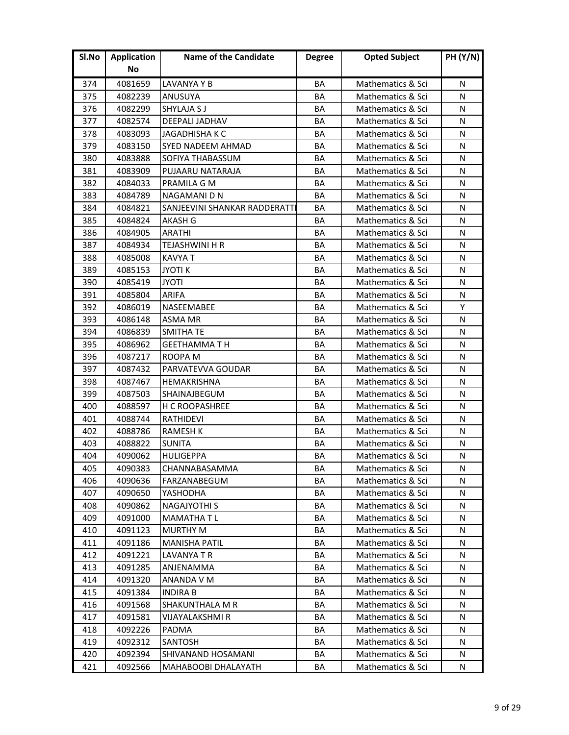| Sl.No | Application No | Name of the Candidate | Degree | Opted Subject | PH (Y/N) |
|---|---|---|---|---|---|
| 374 | 4081659 | LAVANYA Y B | BA | Mathematics & Sci | N |
| 375 | 4082239 | ANUSUYA | BA | Mathematics & Sci | N |
| 376 | 4082299 | SHYLAJA S J | BA | Mathematics & Sci | N |
| 377 | 4082574 | DEEPALI JADHAV | BA | Mathematics & Sci | N |
| 378 | 4083093 | JAGADHISHA K C | BA | Mathematics & Sci | N |
| 379 | 4083150 | SYED NADEEM AHMAD | BA | Mathematics & Sci | N |
| 380 | 4083888 | SOFIYA THABASSUM | BA | Mathematics & Sci | N |
| 381 | 4083909 | PUJAARU NATARAJA | BA | Mathematics & Sci | N |
| 382 | 4084033 | PRAMILA G M | BA | Mathematics & Sci | N |
| 383 | 4084789 | NAGAMANI D N | BA | Mathematics & Sci | N |
| 384 | 4084821 | SANJEEVINI SHANKAR RADDERATTI | BA | Mathematics & Sci | N |
| 385 | 4084824 | AKASH G | BA | Mathematics & Sci | N |
| 386 | 4084905 | ARATHI | BA | Mathematics & Sci | N |
| 387 | 4084934 | TEJASHWINI H R | BA | Mathematics & Sci | N |
| 388 | 4085008 | KAVYA T | BA | Mathematics & Sci | N |
| 389 | 4085153 | JYOTI K | BA | Mathematics & Sci | N |
| 390 | 4085419 | JYOTI | BA | Mathematics & Sci | N |
| 391 | 4085804 | ARIFA | BA | Mathematics & Sci | N |
| 392 | 4086019 | NASEEMABEE | BA | Mathematics & Sci | Y |
| 393 | 4086148 | ASMA MR | BA | Mathematics & Sci | N |
| 394 | 4086839 | SMITHA TE | BA | Mathematics & Sci | N |
| 395 | 4086962 | GEETHAMMA T H | BA | Mathematics & Sci | N |
| 396 | 4087217 | ROOPA M | BA | Mathematics & Sci | N |
| 397 | 4087432 | PARVATEVVA GOUDAR | BA | Mathematics & Sci | N |
| 398 | 4087467 | HEMAKRISHNA | BA | Mathematics & Sci | N |
| 399 | 4087503 | SHAINAJBEGUM | BA | Mathematics & Sci | N |
| 400 | 4088597 | H C ROOPASHREE | BA | Mathematics & Sci | N |
| 401 | 4088744 | RATHIDEVI | BA | Mathematics & Sci | N |
| 402 | 4088786 | RAMESH K | BA | Mathematics & Sci | N |
| 403 | 4088822 | SUNITA | BA | Mathematics & Sci | N |
| 404 | 4090062 | HULIGEPPA | BA | Mathematics & Sci | N |
| 405 | 4090383 | CHANNABASAMMA | BA | Mathematics & Sci | N |
| 406 | 4090636 | FARZANABEGUM | BA | Mathematics & Sci | N |
| 407 | 4090650 | YASHODHA | BA | Mathematics & Sci | N |
| 408 | 4090862 | NAGAJYOTHI S | BA | Mathematics & Sci | N |
| 409 | 4091000 | MAMATHA T L | BA | Mathematics & Sci | N |
| 410 | 4091123 | MURTHY M | BA | Mathematics & Sci | N |
| 411 | 4091186 | MANISHA PATIL | BA | Mathematics & Sci | N |
| 412 | 4091221 | LAVANYA T R | BA | Mathematics & Sci | N |
| 413 | 4091285 | ANJENAMMA | BA | Mathematics & Sci | N |
| 414 | 4091320 | ANANDA V M | BA | Mathematics & Sci | N |
| 415 | 4091384 | INDIRA B | BA | Mathematics & Sci | N |
| 416 | 4091568 | SHAKUNTHALA M R | BA | Mathematics & Sci | N |
| 417 | 4091581 | VIJAYALAKSHMI R | BA | Mathematics & Sci | N |
| 418 | 4092226 | PADMA | BA | Mathematics & Sci | N |
| 419 | 4092312 | SANTOSH | BA | Mathematics & Sci | N |
| 420 | 4092394 | SHIVANAND HOSAMANI | BA | Mathematics & Sci | N |
| 421 | 4092566 | MAHABOOBI DHALAYATH | BA | Mathematics & Sci | N |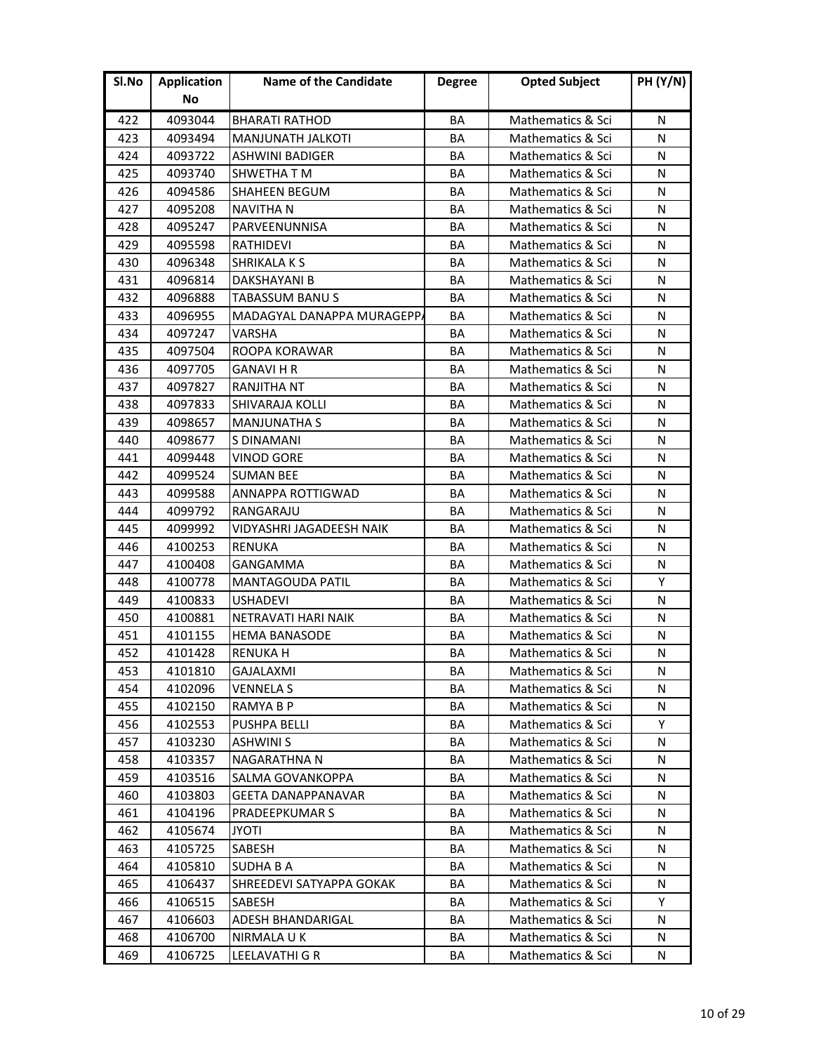| Sl.No | Application No | Name of the Candidate | Degree | Opted Subject | PH (Y/N) |
|---|---|---|---|---|---|
| 422 | 4093044 | BHARATI RATHOD | BA | Mathematics & Sci | N |
| 423 | 4093494 | MANJUNATH JALKOTI | BA | Mathematics & Sci | N |
| 424 | 4093722 | ASHWINI BADIGER | BA | Mathematics & Sci | N |
| 425 | 4093740 | SHWETHA T M | BA | Mathematics & Sci | N |
| 426 | 4094586 | SHAHEEN BEGUM | BA | Mathematics & Sci | N |
| 427 | 4095208 | NAVITHA N | BA | Mathematics & Sci | N |
| 428 | 4095247 | PARVEENUNNISA | BA | Mathematics & Sci | N |
| 429 | 4095598 | RATHIDEVI | BA | Mathematics & Sci | N |
| 430 | 4096348 | SHRIKALA K S | BA | Mathematics & Sci | N |
| 431 | 4096814 | DAKSHAYANI B | BA | Mathematics & Sci | N |
| 432 | 4096888 | TABASSUM BANU S | BA | Mathematics & Sci | N |
| 433 | 4096955 | MADAGYAL DANAPPA MURAGEPP | BA | Mathematics & Sci | N |
| 434 | 4097247 | VARSHA | BA | Mathematics & Sci | N |
| 435 | 4097504 | ROOPA KORAWAR | BA | Mathematics & Sci | N |
| 436 | 4097705 | GANAVI H R | BA | Mathematics & Sci | N |
| 437 | 4097827 | RANJITHA NT | BA | Mathematics & Sci | N |
| 438 | 4097833 | SHIVARAJA KOLLI | BA | Mathematics & Sci | N |
| 439 | 4098657 | MANJUNATHA S | BA | Mathematics & Sci | N |
| 440 | 4098677 | S DINAMANI | BA | Mathematics & Sci | N |
| 441 | 4099448 | VINOD GORE | BA | Mathematics & Sci | N |
| 442 | 4099524 | SUMAN BEE | BA | Mathematics & Sci | N |
| 443 | 4099588 | ANNAPPA ROTTIGWAD | BA | Mathematics & Sci | N |
| 444 | 4099792 | RANGARAJU | BA | Mathematics & Sci | N |
| 445 | 4099992 | VIDYASHRI JAGADEESH NAIK | BA | Mathematics & Sci | N |
| 446 | 4100253 | RENUKA | BA | Mathematics & Sci | N |
| 447 | 4100408 | GANGAMMA | BA | Mathematics & Sci | N |
| 448 | 4100778 | MANTAGOUDA PATIL | BA | Mathematics & Sci | Y |
| 449 | 4100833 | USHADEVI | BA | Mathematics & Sci | N |
| 450 | 4100881 | NETRAVATI HARI NAIK | BA | Mathematics & Sci | N |
| 451 | 4101155 | HEMA BANASODE | BA | Mathematics & Sci | N |
| 452 | 4101428 | RENUKA H | BA | Mathematics & Sci | N |
| 453 | 4101810 | GAJALAXMI | BA | Mathematics & Sci | N |
| 454 | 4102096 | VENNELA S | BA | Mathematics & Sci | N |
| 455 | 4102150 | RAMYA B P | BA | Mathematics & Sci | N |
| 456 | 4102553 | PUSHPA BELLI | BA | Mathematics & Sci | Y |
| 457 | 4103230 | ASHWINI S | BA | Mathematics & Sci | N |
| 458 | 4103357 | NAGARATHNA N | BA | Mathematics & Sci | N |
| 459 | 4103516 | SALMA GOVANKOPPA | BA | Mathematics & Sci | N |
| 460 | 4103803 | GEETA DANAPPANAVAR | BA | Mathematics & Sci | N |
| 461 | 4104196 | PRADEEPKUMAR S | BA | Mathematics & Sci | N |
| 462 | 4105674 | JYOTI | BA | Mathematics & Sci | N |
| 463 | 4105725 | SABESH | BA | Mathematics & Sci | N |
| 464 | 4105810 | SUDHA B A | BA | Mathematics & Sci | N |
| 465 | 4106437 | SHREEDEVI SATYAPPA GOKAK | BA | Mathematics & Sci | N |
| 466 | 4106515 | SABESH | BA | Mathematics & Sci | Y |
| 467 | 4106603 | ADESH BHANDARIGAL | BA | Mathematics & Sci | N |
| 468 | 4106700 | NIRMALA U K | BA | Mathematics & Sci | N |
| 469 | 4106725 | LEELAVATHI G R | BA | Mathematics & Sci | N |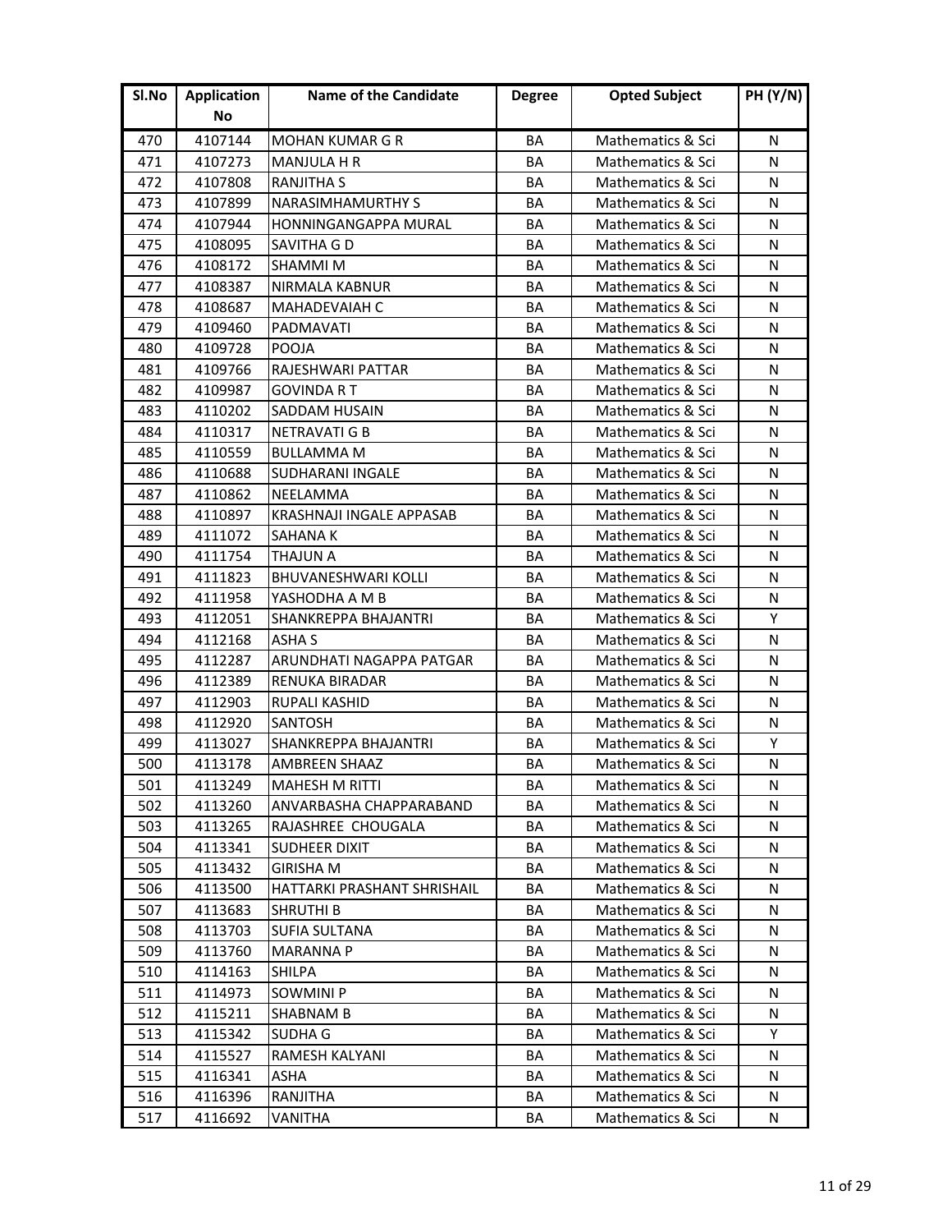| Sl.No | Application No | Name of the Candidate | Degree | Opted Subject | PH (Y/N) |
|---|---|---|---|---|---|
| 470 | 4107144 | MOHAN KUMAR G R | BA | Mathematics & Sci | N |
| 471 | 4107273 | MANJULA H R | BA | Mathematics & Sci | N |
| 472 | 4107808 | RANJITHA S | BA | Mathematics & Sci | N |
| 473 | 4107899 | NARASIMHAMURTHY S | BA | Mathematics & Sci | N |
| 474 | 4107944 | HONNINGANGAPPA MURAL | BA | Mathematics & Sci | N |
| 475 | 4108095 | SAVITHA G D | BA | Mathematics & Sci | N |
| 476 | 4108172 | SHAMMI M | BA | Mathematics & Sci | N |
| 477 | 4108387 | NIRMALA KABNUR | BA | Mathematics & Sci | N |
| 478 | 4108687 | MAHADEVAIAH C | BA | Mathematics & Sci | N |
| 479 | 4109460 | PADMAVATI | BA | Mathematics & Sci | N |
| 480 | 4109728 | POOJA | BA | Mathematics & Sci | N |
| 481 | 4109766 | RAJESHWARI PATTAR | BA | Mathematics & Sci | N |
| 482 | 4109987 | GOVINDA R T | BA | Mathematics & Sci | N |
| 483 | 4110202 | SADDAM HUSAIN | BA | Mathematics & Sci | N |
| 484 | 4110317 | NETRAVATI G B | BA | Mathematics & Sci | N |
| 485 | 4110559 | BULLAMMA M | BA | Mathematics & Sci | N |
| 486 | 4110688 | SUDHARANI INGALE | BA | Mathematics & Sci | N |
| 487 | 4110862 | NEELAMMA | BA | Mathematics & Sci | N |
| 488 | 4110897 | KRASHNAJI INGALE APPASAB | BA | Mathematics & Sci | N |
| 489 | 4111072 | SAHANA K | BA | Mathematics & Sci | N |
| 490 | 4111754 | THAJUN A | BA | Mathematics & Sci | N |
| 491 | 4111823 | BHUVANESHWARI KOLLI | BA | Mathematics & Sci | N |
| 492 | 4111958 | YASHODHA A M B | BA | Mathematics & Sci | N |
| 493 | 4112051 | SHANKREPPA BHAJANTRI | BA | Mathematics & Sci | Y |
| 494 | 4112168 | ASHA S | BA | Mathematics & Sci | N |
| 495 | 4112287 | ARUNDHATI NAGAPPA PATGAR | BA | Mathematics & Sci | N |
| 496 | 4112389 | RENUKA BIRADAR | BA | Mathematics & Sci | N |
| 497 | 4112903 | RUPALI KASHID | BA | Mathematics & Sci | N |
| 498 | 4112920 | SANTOSH | BA | Mathematics & Sci | N |
| 499 | 4113027 | SHANKREPPA BHAJANTRI | BA | Mathematics & Sci | Y |
| 500 | 4113178 | AMBREEN SHAAZ | BA | Mathematics & Sci | N |
| 501 | 4113249 | MAHESH M RITTI | BA | Mathematics & Sci | N |
| 502 | 4113260 | ANVARBASHA CHAPPARABAND | BA | Mathematics & Sci | N |
| 503 | 4113265 | RAJASHREE CHOUGALA | BA | Mathematics & Sci | N |
| 504 | 4113341 | SUDHEER DIXIT | BA | Mathematics & Sci | N |
| 505 | 4113432 | GIRISHA M | BA | Mathematics & Sci | N |
| 506 | 4113500 | HATTARKI PRASHANT SHRISHAIL | BA | Mathematics & Sci | N |
| 507 | 4113683 | SHRUTHI B | BA | Mathematics & Sci | N |
| 508 | 4113703 | SUFIA SULTANA | BA | Mathematics & Sci | N |
| 509 | 4113760 | MARANNA P | BA | Mathematics & Sci | N |
| 510 | 4114163 | SHILPA | BA | Mathematics & Sci | N |
| 511 | 4114973 | SOWMINI P | BA | Mathematics & Sci | N |
| 512 | 4115211 | SHABNAM B | BA | Mathematics & Sci | N |
| 513 | 4115342 | SUDHA G | BA | Mathematics & Sci | Y |
| 514 | 4115527 | RAMESH KALYANI | BA | Mathematics & Sci | N |
| 515 | 4116341 | ASHA | BA | Mathematics & Sci | N |
| 516 | 4116396 | RANJITHA | BA | Mathematics & Sci | N |
| 517 | 4116692 | VANITHA | BA | Mathematics & Sci | N |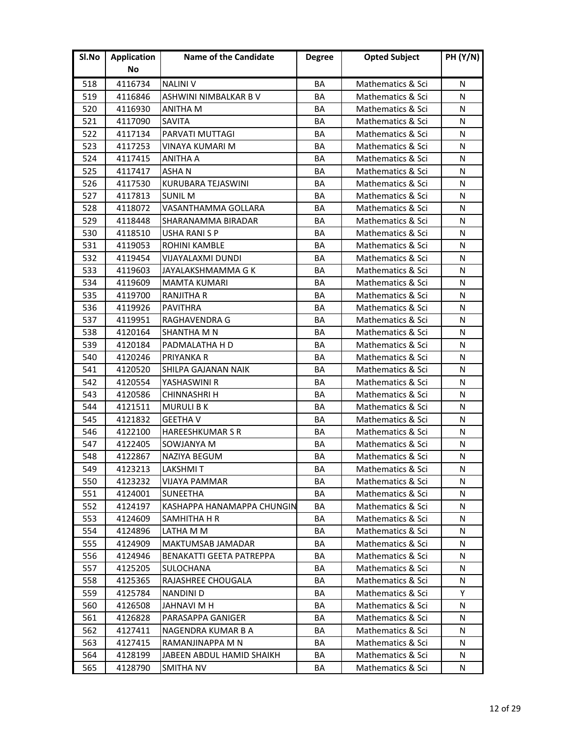| Sl.No | Application No | Name of the Candidate | Degree | Opted Subject | PH (Y/N) |
|---|---|---|---|---|---|
| 518 | 4116734 | NALINI V | BA | Mathematics & Sci | N |
| 519 | 4116846 | ASHWINI NIMBALKAR B V | BA | Mathematics & Sci | N |
| 520 | 4116930 | ANITHA M | BA | Mathematics & Sci | N |
| 521 | 4117090 | SAVITA | BA | Mathematics & Sci | N |
| 522 | 4117134 | PARVATI MUTTAGI | BA | Mathematics & Sci | N |
| 523 | 4117253 | VINAYA KUMARI M | BA | Mathematics & Sci | N |
| 524 | 4117415 | ANITHA A | BA | Mathematics & Sci | N |
| 525 | 4117417 | ASHA N | BA | Mathematics & Sci | N |
| 526 | 4117530 | KURUBARA TEJASWINI | BA | Mathematics & Sci | N |
| 527 | 4117813 | SUNIL M | BA | Mathematics & Sci | N |
| 528 | 4118072 | VASANTHAMMA GOLLARA | BA | Mathematics & Sci | N |
| 529 | 4118448 | SHARANAMMA BIRADAR | BA | Mathematics & Sci | N |
| 530 | 4118510 | USHA RANI S P | BA | Mathematics & Sci | N |
| 531 | 4119053 | ROHINI KAMBLE | BA | Mathematics & Sci | N |
| 532 | 4119454 | VIJAYALAXMI DUNDI | BA | Mathematics & Sci | N |
| 533 | 4119603 | JAYALAKSHMAMMA G K | BA | Mathematics & Sci | N |
| 534 | 4119609 | MAMTA KUMARI | BA | Mathematics & Sci | N |
| 535 | 4119700 | RANJITHA R | BA | Mathematics & Sci | N |
| 536 | 4119926 | PAVITHRA | BA | Mathematics & Sci | N |
| 537 | 4119951 | RAGHAVENDRA G | BA | Mathematics & Sci | N |
| 538 | 4120164 | SHANTHA M N | BA | Mathematics & Sci | N |
| 539 | 4120184 | PADMALATHA H D | BA | Mathematics & Sci | N |
| 540 | 4120246 | PRIYANKA R | BA | Mathematics & Sci | N |
| 541 | 4120520 | SHILPA GAJANAN NAIK | BA | Mathematics & Sci | N |
| 542 | 4120554 | YASHASWINI R | BA | Mathematics & Sci | N |
| 543 | 4120586 | CHINNASHRI H | BA | Mathematics & Sci | N |
| 544 | 4121511 | MURULI B K | BA | Mathematics & Sci | N |
| 545 | 4121832 | GEETHA V | BA | Mathematics & Sci | N |
| 546 | 4122100 | HAREESHKUMAR S R | BA | Mathematics & Sci | N |
| 547 | 4122405 | SOWJANYA M | BA | Mathematics & Sci | N |
| 548 | 4122867 | NAZIYA BEGUM | BA | Mathematics & Sci | N |
| 549 | 4123213 | LAKSHMI T | BA | Mathematics & Sci | N |
| 550 | 4123232 | VIJAYA PAMMAR | BA | Mathematics & Sci | N |
| 551 | 4124001 | SUNEETHA | BA | Mathematics & Sci | N |
| 552 | 4124197 | KASHAPPA HANAMAPPA CHUNGIN | BA | Mathematics & Sci | N |
| 553 | 4124609 | SAMHITHA H R | BA | Mathematics & Sci | N |
| 554 | 4124896 | LATHA M M | BA | Mathematics & Sci | N |
| 555 | 4124909 | MAKTUMSAB JAMADAR | BA | Mathematics & Sci | N |
| 556 | 4124946 | BENAKATTI GEETA PATREPPA | BA | Mathematics & Sci | N |
| 557 | 4125205 | SULOCHANA | BA | Mathematics & Sci | N |
| 558 | 4125365 | RAJASHREE CHOUGALA | BA | Mathematics & Sci | N |
| 559 | 4125784 | NANDINI D | BA | Mathematics & Sci | Y |
| 560 | 4126508 | JAHNAVI M H | BA | Mathematics & Sci | N |
| 561 | 4126828 | PARASAPPA GANIGER | BA | Mathematics & Sci | N |
| 562 | 4127411 | NAGENDRA KUMAR B A | BA | Mathematics & Sci | N |
| 563 | 4127415 | RAMANJINAPPA M N | BA | Mathematics & Sci | N |
| 564 | 4128199 | JABEEN ABDUL HAMID SHAIKH | BA | Mathematics & Sci | N |
| 565 | 4128790 | SMITHA NV | BA | Mathematics & Sci | N |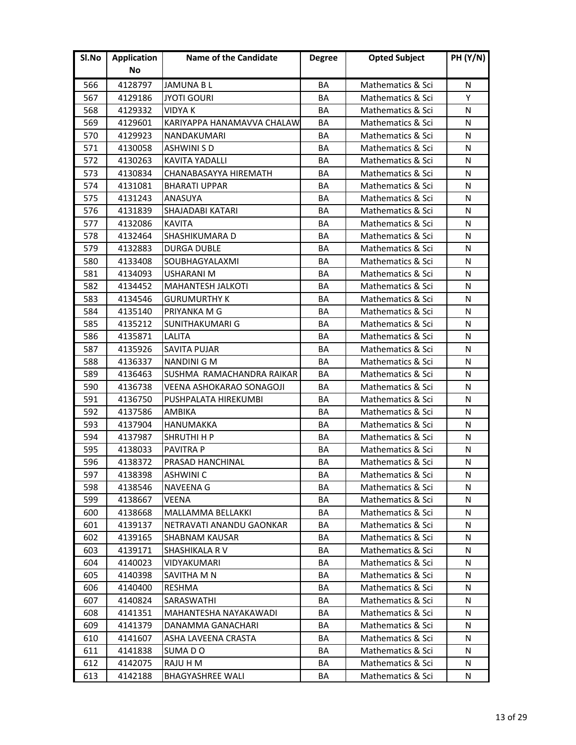| Sl.No | Application No | Name of the Candidate | Degree | Opted Subject | PH (Y/N) |
|---|---|---|---|---|---|
| 566 | 4128797 | JAMUNA B L | BA | Mathematics & Sci | N |
| 567 | 4129186 | JYOTI GOURI | BA | Mathematics & Sci | Y |
| 568 | 4129332 | VIDYA K | BA | Mathematics & Sci | N |
| 569 | 4129601 | KARIYAPPA HANAMAVVA CHALAW | BA | Mathematics & Sci | N |
| 570 | 4129923 | NANDAKUMARI | BA | Mathematics & Sci | N |
| 571 | 4130058 | ASHWINI S D | BA | Mathematics & Sci | N |
| 572 | 4130263 | KAVITA YADALLI | BA | Mathematics & Sci | N |
| 573 | 4130834 | CHANABASAYYA HIREMATH | BA | Mathematics & Sci | N |
| 574 | 4131081 | BHARATI UPPAR | BA | Mathematics & Sci | N |
| 575 | 4131243 | ANASUYA | BA | Mathematics & Sci | N |
| 576 | 4131839 | SHAJADABI KATARI | BA | Mathematics & Sci | N |
| 577 | 4132086 | KAVITA | BA | Mathematics & Sci | N |
| 578 | 4132464 | SHASHIKUMARA D | BA | Mathematics & Sci | N |
| 579 | 4132883 | DURGA DUBLE | BA | Mathematics & Sci | N |
| 580 | 4133408 | SOUBHAGYALAXMI | BA | Mathematics & Sci | N |
| 581 | 4134093 | USHARANI M | BA | Mathematics & Sci | N |
| 582 | 4134452 | MAHANTESH JALKOTI | BA | Mathematics & Sci | N |
| 583 | 4134546 | GURUMURTHY K | BA | Mathematics & Sci | N |
| 584 | 4135140 | PRIYANKA M G | BA | Mathematics & Sci | N |
| 585 | 4135212 | SUNITHAKUMARI G | BA | Mathematics & Sci | N |
| 586 | 4135871 | LALITA | BA | Mathematics & Sci | N |
| 587 | 4135926 | SAVITA PUJAR | BA | Mathematics & Sci | N |
| 588 | 4136337 | NANDINI G M | BA | Mathematics & Sci | N |
| 589 | 4136463 | SUSHMA RAMACHANDRA RAIKAR | BA | Mathematics & Sci | N |
| 590 | 4136738 | VEENA ASHOKARAO SONAGOJI | BA | Mathematics & Sci | N |
| 591 | 4136750 | PUSHPALATA HIREKUMBI | BA | Mathematics & Sci | N |
| 592 | 4137586 | AMBIKA | BA | Mathematics & Sci | N |
| 593 | 4137904 | HANUMAKKA | BA | Mathematics & Sci | N |
| 594 | 4137987 | SHRUTHI H P | BA | Mathematics & Sci | N |
| 595 | 4138033 | PAVITRA P | BA | Mathematics & Sci | N |
| 596 | 4138372 | PRASAD HANCHINAL | BA | Mathematics & Sci | N |
| 597 | 4138398 | ASHWINI C | BA | Mathematics & Sci | N |
| 598 | 4138546 | NAVEENA G | BA | Mathematics & Sci | N |
| 599 | 4138667 | VEENA | BA | Mathematics & Sci | N |
| 600 | 4138668 | MALLAMMA BELLAKKI | BA | Mathematics & Sci | N |
| 601 | 4139137 | NETRAVATI ANANDU GAONKAR | BA | Mathematics & Sci | N |
| 602 | 4139165 | SHABNAM KAUSAR | BA | Mathematics & Sci | N |
| 603 | 4139171 | SHASHIKALA R V | BA | Mathematics & Sci | N |
| 604 | 4140023 | VIDYAKUMARI | BA | Mathematics & Sci | N |
| 605 | 4140398 | SAVITHA M N | BA | Mathematics & Sci | N |
| 606 | 4140400 | RESHMA | BA | Mathematics & Sci | N |
| 607 | 4140824 | SARASWATHI | BA | Mathematics & Sci | N |
| 608 | 4141351 | MAHANTESHA NAYAKAWADI | BA | Mathematics & Sci | N |
| 609 | 4141379 | DANAMMA GANACHARI | BA | Mathematics & Sci | N |
| 610 | 4141607 | ASHA LAVEENA CRASTA | BA | Mathematics & Sci | N |
| 611 | 4141838 | SUMA D O | BA | Mathematics & Sci | N |
| 612 | 4142075 | RAJU H M | BA | Mathematics & Sci | N |
| 613 | 4142188 | BHAGYASHREE WALI | BA | Mathematics & Sci | N |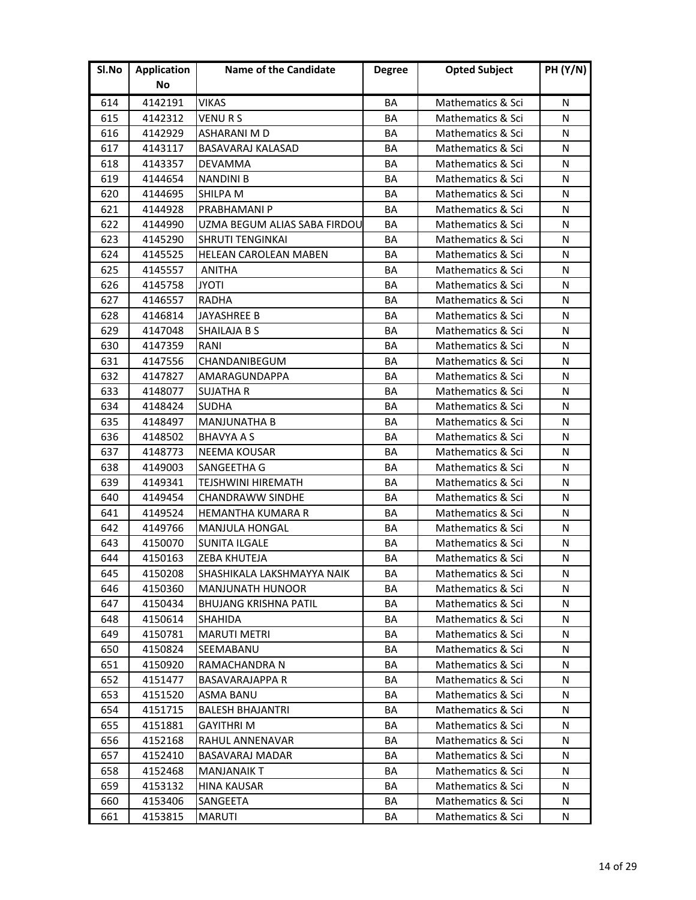| Sl.No | Application No | Name of the Candidate | Degree | Opted Subject | PH (Y/N) |
|---|---|---|---|---|---|
| 614 | 4142191 | VIKAS | BA | Mathematics & Sci | N |
| 615 | 4142312 | VENU R S | BA | Mathematics & Sci | N |
| 616 | 4142929 | ASHARANI M D | BA | Mathematics & Sci | N |
| 617 | 4143117 | BASAVARAJ KALASAD | BA | Mathematics & Sci | N |
| 618 | 4143357 | DEVAMMA | BA | Mathematics & Sci | N |
| 619 | 4144654 | NANDINI B | BA | Mathematics & Sci | N |
| 620 | 4144695 | SHILPA M | BA | Mathematics & Sci | N |
| 621 | 4144928 | PRABHAMANI P | BA | Mathematics & Sci | N |
| 622 | 4144990 | UZMA BEGUM ALIAS SABA FIRDOU | BA | Mathematics & Sci | N |
| 623 | 4145290 | SHRUTI TENGINKAI | BA | Mathematics & Sci | N |
| 624 | 4145525 | HELEAN CAROLEAN MABEN | BA | Mathematics & Sci | N |
| 625 | 4145557 | ANITHA | BA | Mathematics & Sci | N |
| 626 | 4145758 | JYOTI | BA | Mathematics & Sci | N |
| 627 | 4146557 | RADHA | BA | Mathematics & Sci | N |
| 628 | 4146814 | JAYASHREE B | BA | Mathematics & Sci | N |
| 629 | 4147048 | SHAILAJA B S | BA | Mathematics & Sci | N |
| 630 | 4147359 | RANI | BA | Mathematics & Sci | N |
| 631 | 4147556 | CHANDANIBEGUM | BA | Mathematics & Sci | N |
| 632 | 4147827 | AMARAGUNDAPPA | BA | Mathematics & Sci | N |
| 633 | 4148077 | SUJATHA R | BA | Mathematics & Sci | N |
| 634 | 4148424 | SUDHA | BA | Mathematics & Sci | N |
| 635 | 4148497 | MANJUNATHA B | BA | Mathematics & Sci | N |
| 636 | 4148502 | BHAVYA A S | BA | Mathematics & Sci | N |
| 637 | 4148773 | NEEMA KOUSAR | BA | Mathematics & Sci | N |
| 638 | 4149003 | SANGEETHA G | BA | Mathematics & Sci | N |
| 639 | 4149341 | TEJSHWINI HIREMATH | BA | Mathematics & Sci | N |
| 640 | 4149454 | CHANDRAWW SINDHE | BA | Mathematics & Sci | N |
| 641 | 4149524 | HEMANTHA KUMARA R | BA | Mathematics & Sci | N |
| 642 | 4149766 | MANJULA HONGAL | BA | Mathematics & Sci | N |
| 643 | 4150070 | SUNITA ILGALE | BA | Mathematics & Sci | N |
| 644 | 4150163 | ZEBA KHUTEJA | BA | Mathematics & Sci | N |
| 645 | 4150208 | SHASHIKALA LAKSHMAYYA NAIK | BA | Mathematics & Sci | N |
| 646 | 4150360 | MANJUNATH HUNOOR | BA | Mathematics & Sci | N |
| 647 | 4150434 | BHUJANG KRISHNA PATIL | BA | Mathematics & Sci | N |
| 648 | 4150614 | SHAHIDA | BA | Mathematics & Sci | N |
| 649 | 4150781 | MARUTI METRI | BA | Mathematics & Sci | N |
| 650 | 4150824 | SEEMABANU | BA | Mathematics & Sci | N |
| 651 | 4150920 | RAMACHANDRA N | BA | Mathematics & Sci | N |
| 652 | 4151477 | BASAVARAJAPPA R | BA | Mathematics & Sci | N |
| 653 | 4151520 | ASMA BANU | BA | Mathematics & Sci | N |
| 654 | 4151715 | BALESH BHAJANTRI | BA | Mathematics & Sci | N |
| 655 | 4151881 | GAYITHRI M | BA | Mathematics & Sci | N |
| 656 | 4152168 | RAHUL ANNENAVAR | BA | Mathematics & Sci | N |
| 657 | 4152410 | BASAVARAJ MADAR | BA | Mathematics & Sci | N |
| 658 | 4152468 | MANJANAIK T | BA | Mathematics & Sci | N |
| 659 | 4153132 | HINA KAUSAR | BA | Mathematics & Sci | N |
| 660 | 4153406 | SANGEETA | BA | Mathematics & Sci | N |
| 661 | 4153815 | MARUTI | BA | Mathematics & Sci | N |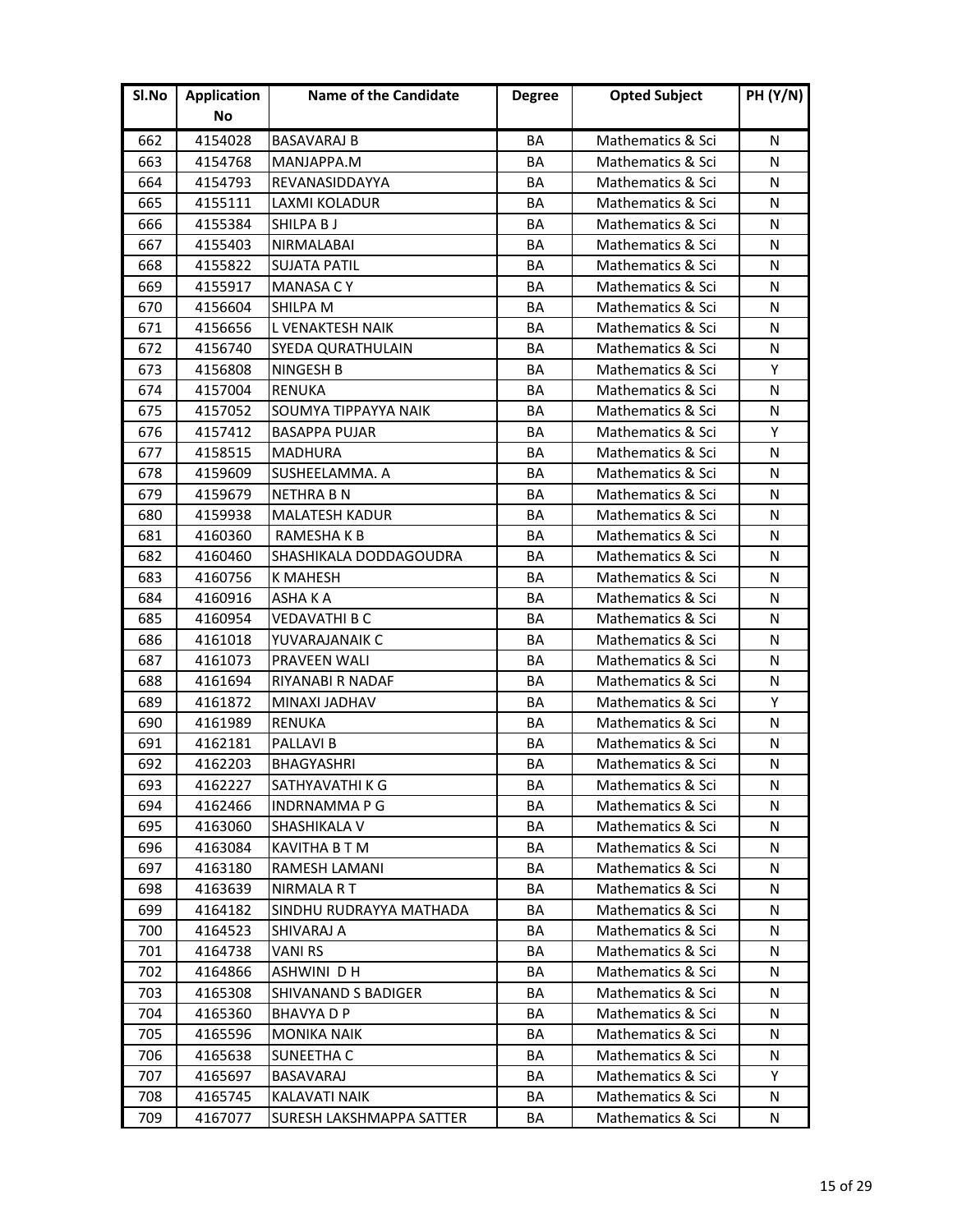| Sl.No | Application No | Name of the Candidate | Degree | Opted Subject | PH (Y/N) |
|---|---|---|---|---|---|
| 662 | 4154028 | BASAVARAJ B | BA | Mathematics & Sci | N |
| 663 | 4154768 | MANJAPPA.M | BA | Mathematics & Sci | N |
| 664 | 4154793 | REVANASIDDAYYA | BA | Mathematics & Sci | N |
| 665 | 4155111 | LAXMI KOLADUR | BA | Mathematics & Sci | N |
| 666 | 4155384 | SHILPA B J | BA | Mathematics & Sci | N |
| 667 | 4155403 | NIRMALABAI | BA | Mathematics & Sci | N |
| 668 | 4155822 | SUJATA PATIL | BA | Mathematics & Sci | N |
| 669 | 4155917 | MANASA C Y | BA | Mathematics & Sci | N |
| 670 | 4156604 | SHILPA M | BA | Mathematics & Sci | N |
| 671 | 4156656 | L VENAKTESH NAIK | BA | Mathematics & Sci | N |
| 672 | 4156740 | SYEDA QURATHULAIN | BA | Mathematics & Sci | N |
| 673 | 4156808 | NINGESH B | BA | Mathematics & Sci | Y |
| 674 | 4157004 | RENUKA | BA | Mathematics & Sci | N |
| 675 | 4157052 | SOUMYA TIPPAYYA NAIK | BA | Mathematics & Sci | N |
| 676 | 4157412 | BASAPPA PUJAR | BA | Mathematics & Sci | Y |
| 677 | 4158515 | MADHURA | BA | Mathematics & Sci | N |
| 678 | 4159609 | SUSHEELAMMA. A | BA | Mathematics & Sci | N |
| 679 | 4159679 | NETHRA B N | BA | Mathematics & Sci | N |
| 680 | 4159938 | MALATESH KADUR | BA | Mathematics & Sci | N |
| 681 | 4160360 | RAMESHA K B | BA | Mathematics & Sci | N |
| 682 | 4160460 | SHASHIKALA DODDAGOUDRA | BA | Mathematics & Sci | N |
| 683 | 4160756 | K MAHESH | BA | Mathematics & Sci | N |
| 684 | 4160916 | ASHA K A | BA | Mathematics & Sci | N |
| 685 | 4160954 | VEDAVATHI B C | BA | Mathematics & Sci | N |
| 686 | 4161018 | YUVARAJANAIK C | BA | Mathematics & Sci | N |
| 687 | 4161073 | PRAVEEN WALI | BA | Mathematics & Sci | N |
| 688 | 4161694 | RIYANABI R NADAF | BA | Mathematics & Sci | N |
| 689 | 4161872 | MINAXI JADHAV | BA | Mathematics & Sci | Y |
| 690 | 4161989 | RENUKA | BA | Mathematics & Sci | N |
| 691 | 4162181 | PALLAVI B | BA | Mathematics & Sci | N |
| 692 | 4162203 | BHAGYASHRI | BA | Mathematics & Sci | N |
| 693 | 4162227 | SATHYAVATHI K G | BA | Mathematics & Sci | N |
| 694 | 4162466 | INDRNAMMA P G | BA | Mathematics & Sci | N |
| 695 | 4163060 | SHASHIKALA V | BA | Mathematics & Sci | N |
| 696 | 4163084 | KAVITHA B T M | BA | Mathematics & Sci | N |
| 697 | 4163180 | RAMESH LAMANI | BA | Mathematics & Sci | N |
| 698 | 4163639 | NIRMALA R T | BA | Mathematics & Sci | N |
| 699 | 4164182 | SINDHU RUDRAYYA MATHADA | BA | Mathematics & Sci | N |
| 700 | 4164523 | SHIVARAJ A | BA | Mathematics & Sci | N |
| 701 | 4164738 | VANI RS | BA | Mathematics & Sci | N |
| 702 | 4164866 | ASHWINI D H | BA | Mathematics & Sci | N |
| 703 | 4165308 | SHIVANAND S BADIGER | BA | Mathematics & Sci | N |
| 704 | 4165360 | BHAVYA D P | BA | Mathematics & Sci | N |
| 705 | 4165596 | MONIKA NAIK | BA | Mathematics & Sci | N |
| 706 | 4165638 | SUNEETHA C | BA | Mathematics & Sci | N |
| 707 | 4165697 | BASAVARAJ | BA | Mathematics & Sci | Y |
| 708 | 4165745 | KALAVATI NAIK | BA | Mathematics & Sci | N |
| 709 | 4167077 | SURESH LAKSHMAPPA SATTER | BA | Mathematics & Sci | N |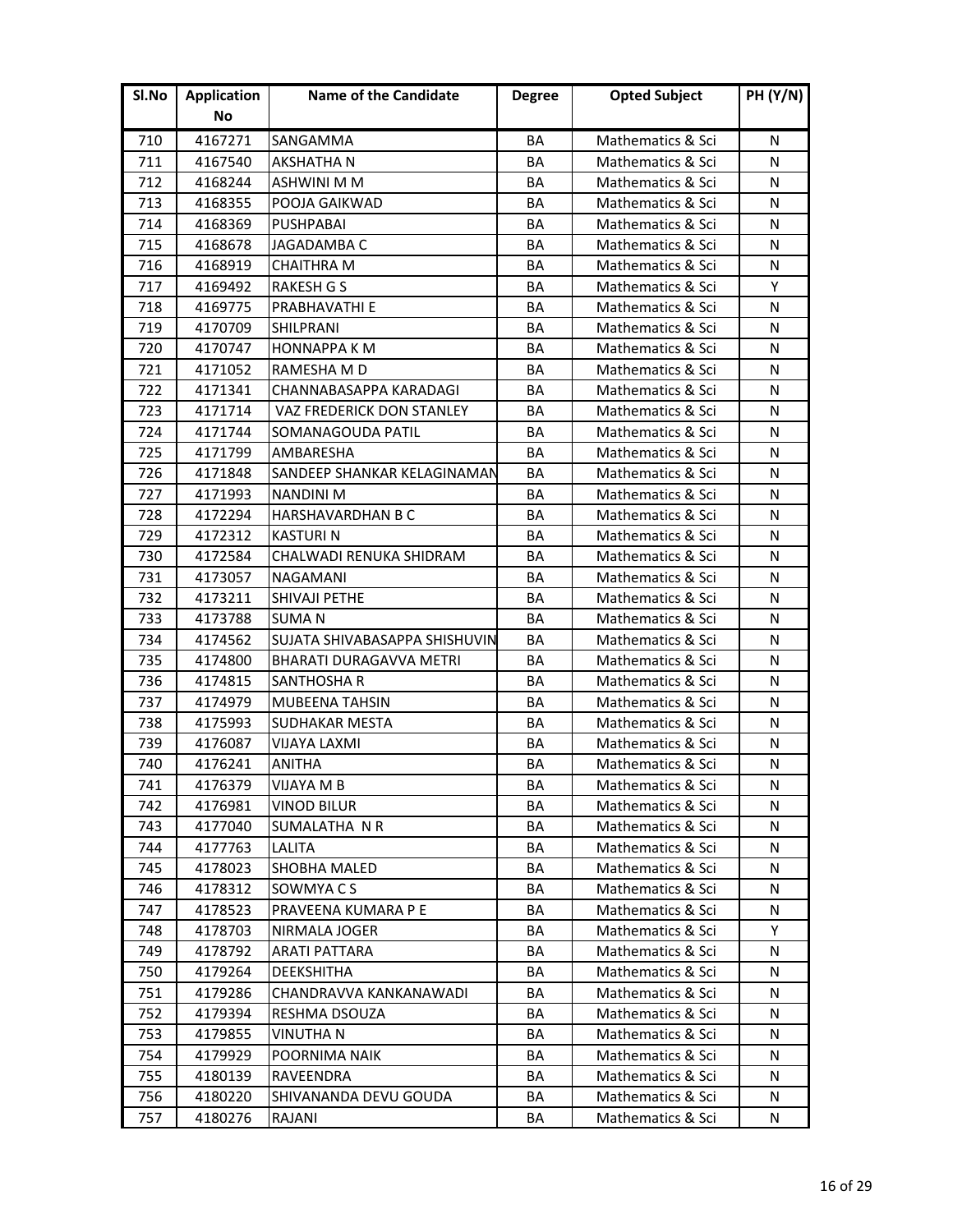| Sl.No | Application No | Name of the Candidate | Degree | Opted Subject | PH (Y/N) |
|---|---|---|---|---|---|
| 710 | 4167271 | SANGAMMA | BA | Mathematics & Sci | N |
| 711 | 4167540 | AKSHATHA N | BA | Mathematics & Sci | N |
| 712 | 4168244 | ASHWINI M M | BA | Mathematics & Sci | N |
| 713 | 4168355 | POOJA GAIKWAD | BA | Mathematics & Sci | N |
| 714 | 4168369 | PUSHPABAI | BA | Mathematics & Sci | N |
| 715 | 4168678 | JAGADAMBA C | BA | Mathematics & Sci | N |
| 716 | 4168919 | CHAITHRA M | BA | Mathematics & Sci | N |
| 717 | 4169492 | RAKESH G S | BA | Mathematics & Sci | Y |
| 718 | 4169775 | PRABHAVATHI E | BA | Mathematics & Sci | N |
| 719 | 4170709 | SHILPRANI | BA | Mathematics & Sci | N |
| 720 | 4170747 | HONNAPPA K M | BA | Mathematics & Sci | N |
| 721 | 4171052 | RAMESHA M D | BA | Mathematics & Sci | N |
| 722 | 4171341 | CHANNABASAPPA KARADAGI | BA | Mathematics & Sci | N |
| 723 | 4171714 | VAZ FREDERICK DON STANLEY | BA | Mathematics & Sci | N |
| 724 | 4171744 | SOMANAGOUDA PATIL | BA | Mathematics & Sci | N |
| 725 | 4171799 | AMBARESHA | BA | Mathematics & Sci | N |
| 726 | 4171848 | SANDEEP SHANKAR KELAGINAMAN | BA | Mathematics & Sci | N |
| 727 | 4171993 | NANDINI M | BA | Mathematics & Sci | N |
| 728 | 4172294 | HARSHAVARDHAN B C | BA | Mathematics & Sci | N |
| 729 | 4172312 | KASTURI N | BA | Mathematics & Sci | N |
| 730 | 4172584 | CHALWADI RENUKA SHIDRAM | BA | Mathematics & Sci | N |
| 731 | 4173057 | NAGAMANI | BA | Mathematics & Sci | N |
| 732 | 4173211 | SHIVAJI PETHE | BA | Mathematics & Sci | N |
| 733 | 4173788 | SUMA N | BA | Mathematics & Sci | N |
| 734 | 4174562 | SUJATA SHIVABASAPPA SHISHUVIN | BA | Mathematics & Sci | N |
| 735 | 4174800 | BHARATI DURAGAVVA METRI | BA | Mathematics & Sci | N |
| 736 | 4174815 | SANTHOSHA R | BA | Mathematics & Sci | N |
| 737 | 4174979 | MUBEENA TAHSIN | BA | Mathematics & Sci | N |
| 738 | 4175993 | SUDHAKAR MESTA | BA | Mathematics & Sci | N |
| 739 | 4176087 | VIJAYA LAXMI | BA | Mathematics & Sci | N |
| 740 | 4176241 | ANITHA | BA | Mathematics & Sci | N |
| 741 | 4176379 | VIJAYA M B | BA | Mathematics & Sci | N |
| 742 | 4176981 | VINOD BILUR | BA | Mathematics & Sci | N |
| 743 | 4177040 | SUMALATHA N R | BA | Mathematics & Sci | N |
| 744 | 4177763 | LALITA | BA | Mathematics & Sci | N |
| 745 | 4178023 | SHOBHA MALED | BA | Mathematics & Sci | N |
| 746 | 4178312 | SOWMYA C S | BA | Mathematics & Sci | N |
| 747 | 4178523 | PRAVEENA KUMARA P E | BA | Mathematics & Sci | N |
| 748 | 4178703 | NIRMALA JOGER | BA | Mathematics & Sci | Y |
| 749 | 4178792 | ARATI PATTARA | BA | Mathematics & Sci | N |
| 750 | 4179264 | DEEKSHITHA | BA | Mathematics & Sci | N |
| 751 | 4179286 | CHANDRAVVA KANKANAWADI | BA | Mathematics & Sci | N |
| 752 | 4179394 | RESHMA DSOUZA | BA | Mathematics & Sci | N |
| 753 | 4179855 | VINUTHA N | BA | Mathematics & Sci | N |
| 754 | 4179929 | POORNIMA NAIK | BA | Mathematics & Sci | N |
| 755 | 4180139 | RAVEENDRA | BA | Mathematics & Sci | N |
| 756 | 4180220 | SHIVANANDA DEVU GOUDA | BA | Mathematics & Sci | N |
| 757 | 4180276 | RAJANI | BA | Mathematics & Sci | N |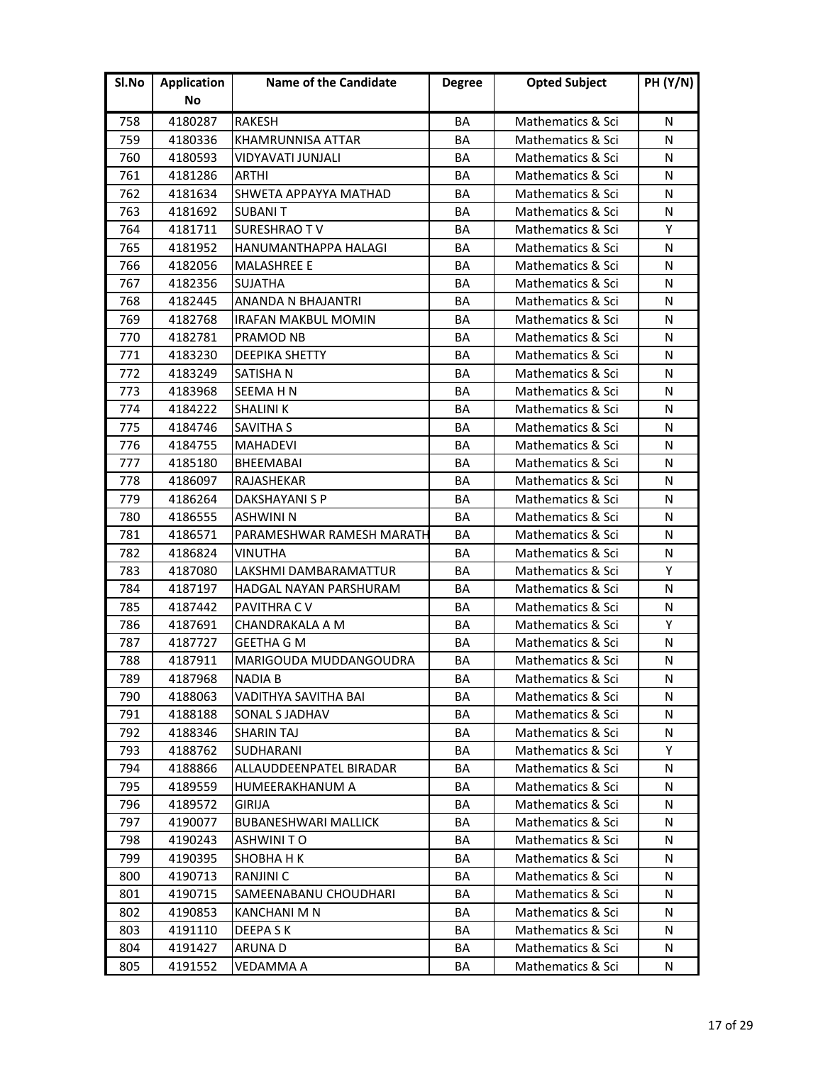| Sl.No | Application No | Name of the Candidate | Degree | Opted Subject | PH (Y/N) |
|---|---|---|---|---|---|
| 758 | 4180287 | RAKESH | BA | Mathematics & Sci | N |
| 759 | 4180336 | KHAMRUNNISA ATTAR | BA | Mathematics & Sci | N |
| 760 | 4180593 | VIDYAVATI JUNJALI | BA | Mathematics & Sci | N |
| 761 | 4181286 | ARTHI | BA | Mathematics & Sci | N |
| 762 | 4181634 | SHWETA APPAYYA MATHAD | BA | Mathematics & Sci | N |
| 763 | 4181692 | SUBANI T | BA | Mathematics & Sci | N |
| 764 | 4181711 | SURESHRAO T V | BA | Mathematics & Sci | Y |
| 765 | 4181952 | HANUMANTHAPPA HALAGI | BA | Mathematics & Sci | N |
| 766 | 4182056 | MALASHREE E | BA | Mathematics & Sci | N |
| 767 | 4182356 | SUJATHA | BA | Mathematics & Sci | N |
| 768 | 4182445 | ANANDA N BHAJANTRI | BA | Mathematics & Sci | N |
| 769 | 4182768 | IRAFAN MAKBUL MOMIN | BA | Mathematics & Sci | N |
| 770 | 4182781 | PRAMOD NB | BA | Mathematics & Sci | N |
| 771 | 4183230 | DEEPIKA SHETTY | BA | Mathematics & Sci | N |
| 772 | 4183249 | SATISHA N | BA | Mathematics & Sci | N |
| 773 | 4183968 | SEEMA H N | BA | Mathematics & Sci | N |
| 774 | 4184222 | SHALINI K | BA | Mathematics & Sci | N |
| 775 | 4184746 | SAVITHA S | BA | Mathematics & Sci | N |
| 776 | 4184755 | MAHADEVI | BA | Mathematics & Sci | N |
| 777 | 4185180 | BHEEMABAI | BA | Mathematics & Sci | N |
| 778 | 4186097 | RAJASHEKAR | BA | Mathematics & Sci | N |
| 779 | 4186264 | DAKSHAYANI S P | BA | Mathematics & Sci | N |
| 780 | 4186555 | ASHWINI N | BA | Mathematics & Sci | N |
| 781 | 4186571 | PARAMESHWAR RAMESH MARATH | BA | Mathematics & Sci | N |
| 782 | 4186824 | VINUTHA | BA | Mathematics & Sci | N |
| 783 | 4187080 | LAKSHMI DAMBARAMATTUR | BA | Mathematics & Sci | Y |
| 784 | 4187197 | HADGAL NAYAN PARSHURAM | BA | Mathematics & Sci | N |
| 785 | 4187442 | PAVITHRA C V | BA | Mathematics & Sci | N |
| 786 | 4187691 | CHANDRAKALA A M | BA | Mathematics & Sci | Y |
| 787 | 4187727 | GEETHA G M | BA | Mathematics & Sci | N |
| 788 | 4187911 | MARIGOUDA MUDDANGOUDRA | BA | Mathematics & Sci | N |
| 789 | 4187968 | NADIA B | BA | Mathematics & Sci | N |
| 790 | 4188063 | VADITHYA SAVITHA BAI | BA | Mathematics & Sci | N |
| 791 | 4188188 | SONAL S JADHAV | BA | Mathematics & Sci | N |
| 792 | 4188346 | SHARIN TAJ | BA | Mathematics & Sci | N |
| 793 | 4188762 | SUDHARANI | BA | Mathematics & Sci | Y |
| 794 | 4188866 | ALLAUDDEENPATEL BIRADAR | BA | Mathematics & Sci | N |
| 795 | 4189559 | HUMEERAKHANUM A | BA | Mathematics & Sci | N |
| 796 | 4189572 | GIRIJA | BA | Mathematics & Sci | N |
| 797 | 4190077 | BUBANESHWARI MALLICK | BA | Mathematics & Sci | N |
| 798 | 4190243 | ASHWINI T O | BA | Mathematics & Sci | N |
| 799 | 4190395 | SHOBHA H K | BA | Mathematics & Sci | N |
| 800 | 4190713 | RANJINI C | BA | Mathematics & Sci | N |
| 801 | 4190715 | SAMEENABANU CHOUDHARI | BA | Mathematics & Sci | N |
| 802 | 4190853 | KANCHANI M N | BA | Mathematics & Sci | N |
| 803 | 4191110 | DEEPA S K | BA | Mathematics & Sci | N |
| 804 | 4191427 | ARUNA D | BA | Mathematics & Sci | N |
| 805 | 4191552 | VEDAMMA A | BA | Mathematics & Sci | N |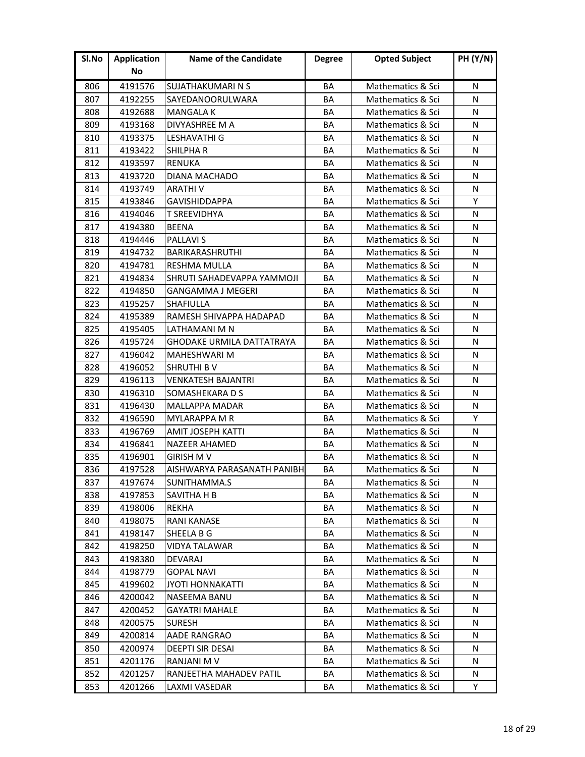| Sl.No | Application No | Name of the Candidate | Degree | Opted Subject | PH (Y/N) |
|---|---|---|---|---|---|
| 806 | 4191576 | SUJATHAKUMARI N S | BA | Mathematics & Sci | N |
| 807 | 4192255 | SAYEDANOORULWARA | BA | Mathematics & Sci | N |
| 808 | 4192688 | MANGALA K | BA | Mathematics & Sci | N |
| 809 | 4193168 | DIVYASHREE M A | BA | Mathematics & Sci | N |
| 810 | 4193375 | LESHAVATHI G | BA | Mathematics & Sci | N |
| 811 | 4193422 | SHILPHA R | BA | Mathematics & Sci | N |
| 812 | 4193597 | RENUKA | BA | Mathematics & Sci | N |
| 813 | 4193720 | DIANA MACHADO | BA | Mathematics & Sci | N |
| 814 | 4193749 | ARATHI V | BA | Mathematics & Sci | N |
| 815 | 4193846 | GAVISHIDDAPPA | BA | Mathematics & Sci | Y |
| 816 | 4194046 | T SREEVIDHYA | BA | Mathematics & Sci | N |
| 817 | 4194380 | BEENA | BA | Mathematics & Sci | N |
| 818 | 4194446 | PALLAVI S | BA | Mathematics & Sci | N |
| 819 | 4194732 | BARIKARASHRUTHI | BA | Mathematics & Sci | N |
| 820 | 4194781 | RESHMA MULLA | BA | Mathematics & Sci | N |
| 821 | 4194834 | SHRUTI SAHADEVAPPA YAMMOJI | BA | Mathematics & Sci | N |
| 822 | 4194850 | GANGAMMA J MEGERI | BA | Mathematics & Sci | N |
| 823 | 4195257 | SHAFIULLA | BA | Mathematics & Sci | N |
| 824 | 4195389 | RAMESH SHIVAPPA HADAPAD | BA | Mathematics & Sci | N |
| 825 | 4195405 | LATHAMANI M N | BA | Mathematics & Sci | N |
| 826 | 4195724 | GHODAKE URMILA DATTATRAYA | BA | Mathematics & Sci | N |
| 827 | 4196042 | MAHESHWARI M | BA | Mathematics & Sci | N |
| 828 | 4196052 | SHRUTHI B V | BA | Mathematics & Sci | N |
| 829 | 4196113 | VENKATESH BAJANTRI | BA | Mathematics & Sci | N |
| 830 | 4196310 | SOMASHEKARA D S | BA | Mathematics & Sci | N |
| 831 | 4196430 | MALLAPPA MADAR | BA | Mathematics & Sci | N |
| 832 | 4196590 | MYLARAPPA M R | BA | Mathematics & Sci | Y |
| 833 | 4196769 | AMIT JOSEPH KATTI | BA | Mathematics & Sci | N |
| 834 | 4196841 | NAZEER AHAMED | BA | Mathematics & Sci | N |
| 835 | 4196901 | GIRISH M V | BA | Mathematics & Sci | N |
| 836 | 4197528 | AISHWARYA PARASANATH PANIBH | BA | Mathematics & Sci | N |
| 837 | 4197674 | SUNITHAMMA.S | BA | Mathematics & Sci | N |
| 838 | 4197853 | SAVITHA H B | BA | Mathematics & Sci | N |
| 839 | 4198006 | REKHA | BA | Mathematics & Sci | N |
| 840 | 4198075 | RANI KANASE | BA | Mathematics & Sci | N |
| 841 | 4198147 | SHEELA B G | BA | Mathematics & Sci | N |
| 842 | 4198250 | VIDYA TALAWAR | BA | Mathematics & Sci | N |
| 843 | 4198380 | DEVARAJ | BA | Mathematics & Sci | N |
| 844 | 4198779 | GOPAL NAVI | BA | Mathematics & Sci | N |
| 845 | 4199602 | JYOTI HONNAKATTI | BA | Mathematics & Sci | N |
| 846 | 4200042 | NASEEMA BANU | BA | Mathematics & Sci | N |
| 847 | 4200452 | GAYATRI MAHALE | BA | Mathematics & Sci | N |
| 848 | 4200575 | SURESH | BA | Mathematics & Sci | N |
| 849 | 4200814 | AADE RANGRAO | BA | Mathematics & Sci | N |
| 850 | 4200974 | DEEPTI SIR DESAI | BA | Mathematics & Sci | N |
| 851 | 4201176 | RANJANI M V | BA | Mathematics & Sci | N |
| 852 | 4201257 | RANJEETHA MAHADEV PATIL | BA | Mathematics & Sci | N |
| 853 | 4201266 | LAXMI VASEDAR | BA | Mathematics & Sci | Y |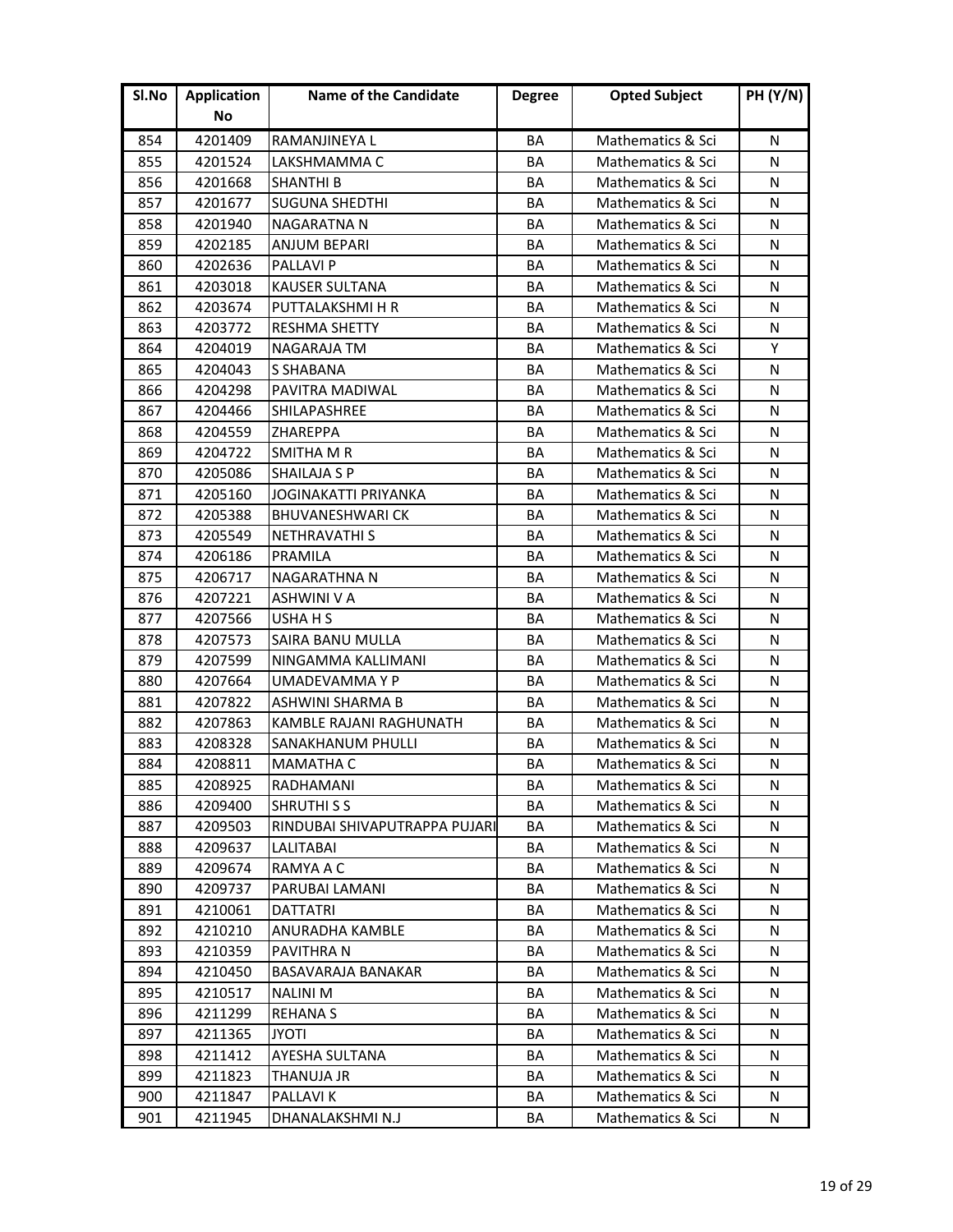| Sl.No | Application No | Name of the Candidate | Degree | Opted Subject | PH (Y/N) |
|---|---|---|---|---|---|
| 854 | 4201409 | RAMANJINEYA L | BA | Mathematics & Sci | N |
| 855 | 4201524 | LAKSHMAMMA C | BA | Mathematics & Sci | N |
| 856 | 4201668 | SHANTHI B | BA | Mathematics & Sci | N |
| 857 | 4201677 | SUGUNA SHEDTHI | BA | Mathematics & Sci | N |
| 858 | 4201940 | NAGARATNA N | BA | Mathematics & Sci | N |
| 859 | 4202185 | ANJUM BEPARI | BA | Mathematics & Sci | N |
| 860 | 4202636 | PALLAVI P | BA | Mathematics & Sci | N |
| 861 | 4203018 | KAUSER SULTANA | BA | Mathematics & Sci | N |
| 862 | 4203674 | PUTTALAKSHMI H R | BA | Mathematics & Sci | N |
| 863 | 4203772 | RESHMA SHETTY | BA | Mathematics & Sci | N |
| 864 | 4204019 | NAGARAJA TM | BA | Mathematics & Sci | Y |
| 865 | 4204043 | S SHABANA | BA | Mathematics & Sci | N |
| 866 | 4204298 | PAVITRA MADIWAL | BA | Mathematics & Sci | N |
| 867 | 4204466 | SHILAPASHREE | BA | Mathematics & Sci | N |
| 868 | 4204559 | ZHAREPPA | BA | Mathematics & Sci | N |
| 869 | 4204722 | SMITHA M R | BA | Mathematics & Sci | N |
| 870 | 4205086 | SHAILAJA S P | BA | Mathematics & Sci | N |
| 871 | 4205160 | JOGINAKATTI PRIYANKA | BA | Mathematics & Sci | N |
| 872 | 4205388 | BHUVANESHWARI CK | BA | Mathematics & Sci | N |
| 873 | 4205549 | NETHRAVATHI S | BA | Mathematics & Sci | N |
| 874 | 4206186 | PRAMILA | BA | Mathematics & Sci | N |
| 875 | 4206717 | NAGARATHNA N | BA | Mathematics & Sci | N |
| 876 | 4207221 | ASHWINI V A | BA | Mathematics & Sci | N |
| 877 | 4207566 | USHA H S | BA | Mathematics & Sci | N |
| 878 | 4207573 | SAIRA BANU MULLA | BA | Mathematics & Sci | N |
| 879 | 4207599 | NINGAMMA KALLIMANI | BA | Mathematics & Sci | N |
| 880 | 4207664 | UMADEVAMMA Y P | BA | Mathematics & Sci | N |
| 881 | 4207822 | ASHWINI SHARMA B | BA | Mathematics & Sci | N |
| 882 | 4207863 | KAMBLE RAJANI RAGHUNATH | BA | Mathematics & Sci | N |
| 883 | 4208328 | SANAKHANUM PHULLI | BA | Mathematics & Sci | N |
| 884 | 4208811 | MAMATHA C | BA | Mathematics & Sci | N |
| 885 | 4208925 | RADHAMANI | BA | Mathematics & Sci | N |
| 886 | 4209400 | SHRUTHI S S | BA | Mathematics & Sci | N |
| 887 | 4209503 | RINDUBAI SHIVAPUTRAPPA PUJARI | BA | Mathematics & Sci | N |
| 888 | 4209637 | LALITABAI | BA | Mathematics & Sci | N |
| 889 | 4209674 | RAMYA A C | BA | Mathematics & Sci | N |
| 890 | 4209737 | PARUBAI LAMANI | BA | Mathematics & Sci | N |
| 891 | 4210061 | DATTATRI | BA | Mathematics & Sci | N |
| 892 | 4210210 | ANURADHA KAMBLE | BA | Mathematics & Sci | N |
| 893 | 4210359 | PAVITHRA N | BA | Mathematics & Sci | N |
| 894 | 4210450 | BASAVARAJA BANAKAR | BA | Mathematics & Sci | N |
| 895 | 4210517 | NALINI M | BA | Mathematics & Sci | N |
| 896 | 4211299 | REHANA S | BA | Mathematics & Sci | N |
| 897 | 4211365 | JYOTI | BA | Mathematics & Sci | N |
| 898 | 4211412 | AYESHA SULTANA | BA | Mathematics & Sci | N |
| 899 | 4211823 | THANUJA JR | BA | Mathematics & Sci | N |
| 900 | 4211847 | PALLAVI K | BA | Mathematics & Sci | N |
| 901 | 4211945 | DHANALAKSHMI N.J | BA | Mathematics & Sci | N |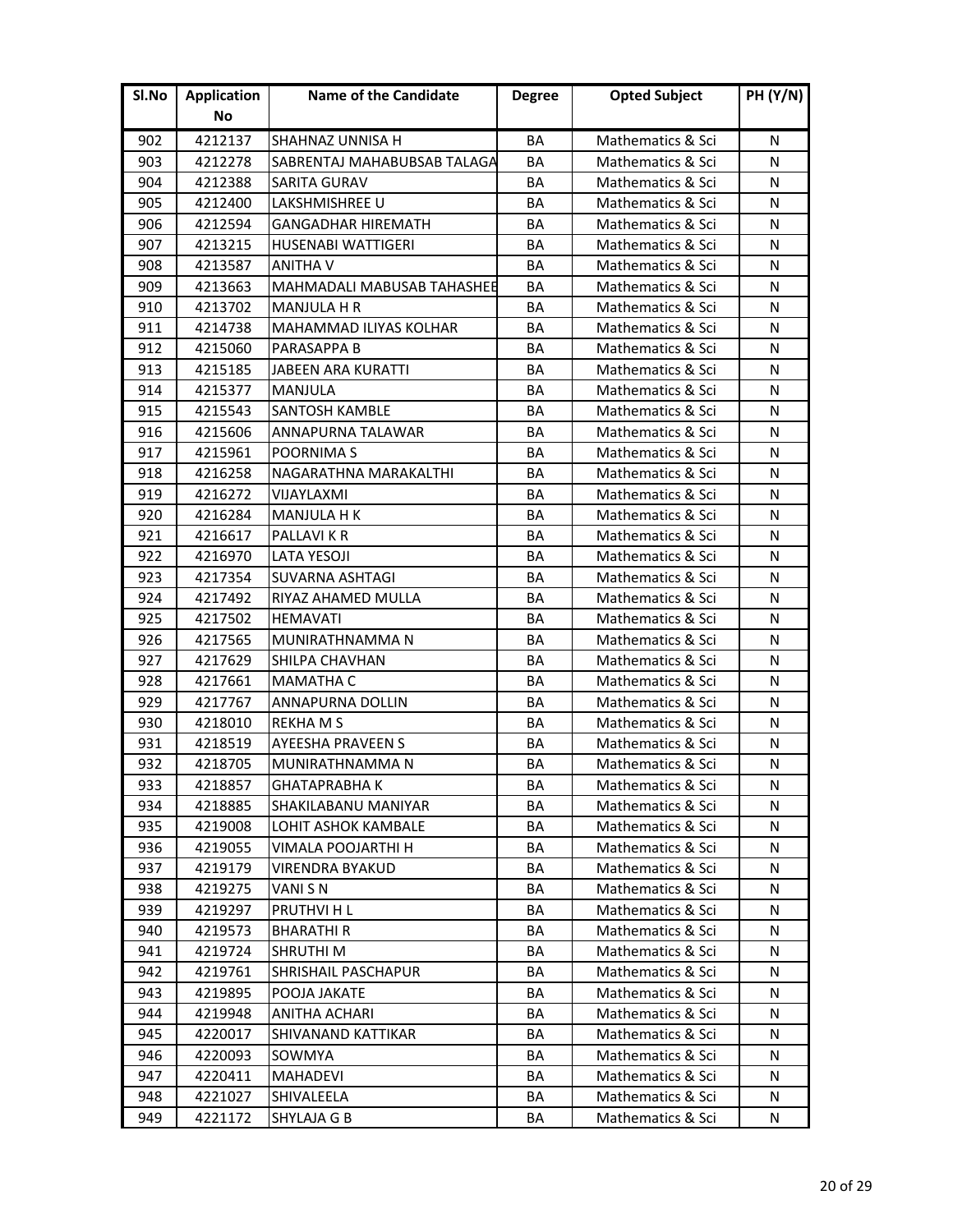| Sl.No | Application No | Name of the Candidate | Degree | Opted Subject | PH (Y/N) |
|---|---|---|---|---|---|
| 902 | 4212137 | SHAHNAZ UNNISA H | BA | Mathematics & Sci | N |
| 903 | 4212278 | SABRENTAJ MAHABUBSAB TALAGA | BA | Mathematics & Sci | N |
| 904 | 4212388 | SARITA GURAV | BA | Mathematics & Sci | N |
| 905 | 4212400 | LAKSHMISHREE U | BA | Mathematics & Sci | N |
| 906 | 4212594 | GANGADHAR HIREMATH | BA | Mathematics & Sci | N |
| 907 | 4213215 | HUSENABI WATTIGERI | BA | Mathematics & Sci | N |
| 908 | 4213587 | ANITHA V | BA | Mathematics & Sci | N |
| 909 | 4213663 | MAHMADALI MABUSAB TAHASHEE | BA | Mathematics & Sci | N |
| 910 | 4213702 | MANJULA H R | BA | Mathematics & Sci | N |
| 911 | 4214738 | MAHAMMAD ILIYAS KOLHAR | BA | Mathematics & Sci | N |
| 912 | 4215060 | PARASAPPA B | BA | Mathematics & Sci | N |
| 913 | 4215185 | JABEEN ARA KURATTI | BA | Mathematics & Sci | N |
| 914 | 4215377 | MANJULA | BA | Mathematics & Sci | N |
| 915 | 4215543 | SANTOSH KAMBLE | BA | Mathematics & Sci | N |
| 916 | 4215606 | ANNAPURNA TALAWAR | BA | Mathematics & Sci | N |
| 917 | 4215961 | POORNIMA S | BA | Mathematics & Sci | N |
| 918 | 4216258 | NAGARATHNA MARAKALTHI | BA | Mathematics & Sci | N |
| 919 | 4216272 | VIJAYLAXMI | BA | Mathematics & Sci | N |
| 920 | 4216284 | MANJULA H K | BA | Mathematics & Sci | N |
| 921 | 4216617 | PALLAVI K R | BA | Mathematics & Sci | N |
| 922 | 4216970 | LATA YESOJI | BA | Mathematics & Sci | N |
| 923 | 4217354 | SUVARNA ASHTAGI | BA | Mathematics & Sci | N |
| 924 | 4217492 | RIYAZ AHAMED MULLA | BA | Mathematics & Sci | N |
| 925 | 4217502 | HEMAVATI | BA | Mathematics & Sci | N |
| 926 | 4217565 | MUNIRATHNAMMA N | BA | Mathematics & Sci | N |
| 927 | 4217629 | SHILPA CHAVHAN | BA | Mathematics & Sci | N |
| 928 | 4217661 | MAMATHA C | BA | Mathematics & Sci | N |
| 929 | 4217767 | ANNAPURNA DOLLIN | BA | Mathematics & Sci | N |
| 930 | 4218010 | REKHA M S | BA | Mathematics & Sci | N |
| 931 | 4218519 | AYEESHA PRAVEEN S | BA | Mathematics & Sci | N |
| 932 | 4218705 | MUNIRATHNAMMA N | BA | Mathematics & Sci | N |
| 933 | 4218857 | GHATAPRABHA K | BA | Mathematics & Sci | N |
| 934 | 4218885 | SHAKILABANU MANIYAR | BA | Mathematics & Sci | N |
| 935 | 4219008 | LOHIT ASHOK KAMBALE | BA | Mathematics & Sci | N |
| 936 | 4219055 | VIMALA POOJARTHI H | BA | Mathematics & Sci | N |
| 937 | 4219179 | VIRENDRA BYAKUD | BA | Mathematics & Sci | N |
| 938 | 4219275 | VANI S N | BA | Mathematics & Sci | N |
| 939 | 4219297 | PRUTHVI H L | BA | Mathematics & Sci | N |
| 940 | 4219573 | BHARATHI R | BA | Mathematics & Sci | N |
| 941 | 4219724 | SHRUTHI M | BA | Mathematics & Sci | N |
| 942 | 4219761 | SHRISHAIL PASCHAPUR | BA | Mathematics & Sci | N |
| 943 | 4219895 | POOJA JAKATE | BA | Mathematics & Sci | N |
| 944 | 4219948 | ANITHA ACHARI | BA | Mathematics & Sci | N |
| 945 | 4220017 | SHIVANAND KATTIKAR | BA | Mathematics & Sci | N |
| 946 | 4220093 | SOWMYA | BA | Mathematics & Sci | N |
| 947 | 4220411 | MAHADEVI | BA | Mathematics & Sci | N |
| 948 | 4221027 | SHIVALEELA | BA | Mathematics & Sci | N |
| 949 | 4221172 | SHYLAJA G B | BA | Mathematics & Sci | N |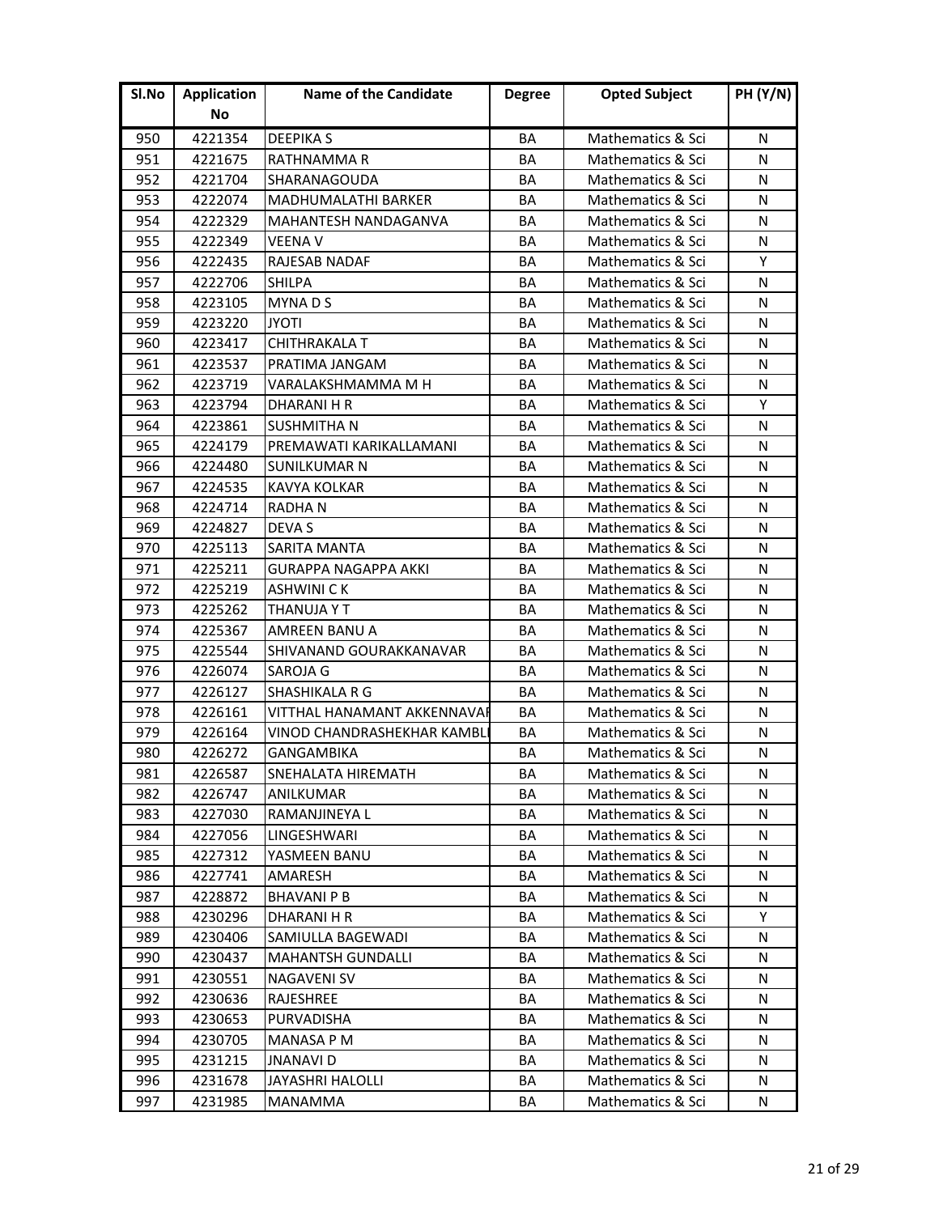| Sl.No | Application No | Name of the Candidate | Degree | Opted Subject | PH (Y/N) |
|---|---|---|---|---|---|
| 950 | 4221354 | DEEPIKA S | BA | Mathematics & Sci | N |
| 951 | 4221675 | RATHNAMMA R | BA | Mathematics & Sci | N |
| 952 | 4221704 | SHARANAGOUDA | BA | Mathematics & Sci | N |
| 953 | 4222074 | MADHUMALATHI BARKER | BA | Mathematics & Sci | N |
| 954 | 4222329 | MAHANTESH NANDAGANVA | BA | Mathematics & Sci | N |
| 955 | 4222349 | VEENA V | BA | Mathematics & Sci | N |
| 956 | 4222435 | RAJESAB NADAF | BA | Mathematics & Sci | Y |
| 957 | 4222706 | SHILPA | BA | Mathematics & Sci | N |
| 958 | 4223105 | MYNA D S | BA | Mathematics & Sci | N |
| 959 | 4223220 | JYOTI | BA | Mathematics & Sci | N |
| 960 | 4223417 | CHITHRAKALA T | BA | Mathematics & Sci | N |
| 961 | 4223537 | PRATIMA JANGAM | BA | Mathematics & Sci | N |
| 962 | 4223719 | VARALAKSHMAMMA M H | BA | Mathematics & Sci | N |
| 963 | 4223794 | DHARANI H R | BA | Mathematics & Sci | Y |
| 964 | 4223861 | SUSHMITHA N | BA | Mathematics & Sci | N |
| 965 | 4224179 | PREMAWATI KARIKALLAMANI | BA | Mathematics & Sci | N |
| 966 | 4224480 | SUNILKUMAR N | BA | Mathematics & Sci | N |
| 967 | 4224535 | KAVYA KOLKAR | BA | Mathematics & Sci | N |
| 968 | 4224714 | RADHA N | BA | Mathematics & Sci | N |
| 969 | 4224827 | DEVA S | BA | Mathematics & Sci | N |
| 970 | 4225113 | SARITA MANTA | BA | Mathematics & Sci | N |
| 971 | 4225211 | GURAPPA NAGAPPA AKKI | BA | Mathematics & Sci | N |
| 972 | 4225219 | ASHWINI C K | BA | Mathematics & Sci | N |
| 973 | 4225262 | THANUJA Y T | BA | Mathematics & Sci | N |
| 974 | 4225367 | AMREEN BANU A | BA | Mathematics & Sci | N |
| 975 | 4225544 | SHIVANAND GOURAKKANAVAR | BA | Mathematics & Sci | N |
| 976 | 4226074 | SAROJA G | BA | Mathematics & Sci | N |
| 977 | 4226127 | SHASHIKALA R G | BA | Mathematics & Sci | N |
| 978 | 4226161 | VITTHAL HANAMANT AKKENNAVAR | BA | Mathematics & Sci | N |
| 979 | 4226164 | VINOD CHANDRASHEKHAR KAMBLI | BA | Mathematics & Sci | N |
| 980 | 4226272 | GANGAMBIKA | BA | Mathematics & Sci | N |
| 981 | 4226587 | SNEHALATA HIREMATH | BA | Mathematics & Sci | N |
| 982 | 4226747 | ANILKUMAR | BA | Mathematics & Sci | N |
| 983 | 4227030 | RAMANJINEYA L | BA | Mathematics & Sci | N |
| 984 | 4227056 | LINGESHWARI | BA | Mathematics & Sci | N |
| 985 | 4227312 | YASMEEN BANU | BA | Mathematics & Sci | N |
| 986 | 4227741 | AMARESH | BA | Mathematics & Sci | N |
| 987 | 4228872 | BHAVANI P B | BA | Mathematics & Sci | N |
| 988 | 4230296 | DHARANI H R | BA | Mathematics & Sci | Y |
| 989 | 4230406 | SAMIULLA BAGEWADI | BA | Mathematics & Sci | N |
| 990 | 4230437 | MAHANTSH GUNDALLI | BA | Mathematics & Sci | N |
| 991 | 4230551 | NAGAVENI SV | BA | Mathematics & Sci | N |
| 992 | 4230636 | RAJESHREE | BA | Mathematics & Sci | N |
| 993 | 4230653 | PURVADISHA | BA | Mathematics & Sci | N |
| 994 | 4230705 | MANASA P M | BA | Mathematics & Sci | N |
| 995 | 4231215 | JNANAVI D | BA | Mathematics & Sci | N |
| 996 | 4231678 | JAYASHRI HALOLLI | BA | Mathematics & Sci | N |
| 997 | 4231985 | MANAMMA | BA | Mathematics & Sci | N |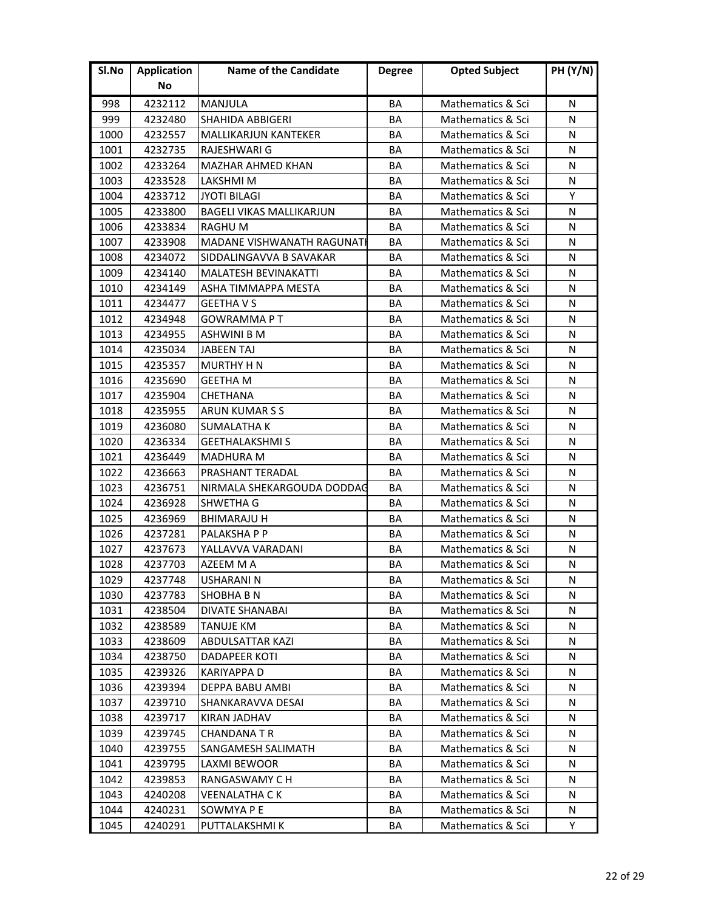| Sl.No | Application No | Name of the Candidate | Degree | Opted Subject | PH (Y/N) |
|---|---|---|---|---|---|
| 998 | 4232112 | MANJULA | BA | Mathematics & Sci | N |
| 999 | 4232480 | SHAHIDA ABBIGERI | BA | Mathematics & Sci | N |
| 1000 | 4232557 | MALLIKARJUN KANTEKER | BA | Mathematics & Sci | N |
| 1001 | 4232735 | RAJESHWARI G | BA | Mathematics & Sci | N |
| 1002 | 4233264 | MAZHAR AHMED KHAN | BA | Mathematics & Sci | N |
| 1003 | 4233528 | LAKSHMI M | BA | Mathematics & Sci | N |
| 1004 | 4233712 | JYOTI BILAGI | BA | Mathematics & Sci | Y |
| 1005 | 4233800 | BAGELI VIKAS MALLIKARJUN | BA | Mathematics & Sci | N |
| 1006 | 4233834 | RAGHU M | BA | Mathematics & Sci | N |
| 1007 | 4233908 | MADANE VISHWANATH RAGUNATH | BA | Mathematics & Sci | N |
| 1008 | 4234072 | SIDDALINGAVVA B SAVAKAR | BA | Mathematics & Sci | N |
| 1009 | 4234140 | MALATESH BEVINAKATTI | BA | Mathematics & Sci | N |
| 1010 | 4234149 | ASHA TIMMAPPA MESTA | BA | Mathematics & Sci | N |
| 1011 | 4234477 | GEETHA V S | BA | Mathematics & Sci | N |
| 1012 | 4234948 | GOWRAMMA P T | BA | Mathematics & Sci | N |
| 1013 | 4234955 | ASHWINI B M | BA | Mathematics & Sci | N |
| 1014 | 4235034 | JABEEN TAJ | BA | Mathematics & Sci | N |
| 1015 | 4235357 | MURTHY H N | BA | Mathematics & Sci | N |
| 1016 | 4235690 | GEETHA M | BA | Mathematics & Sci | N |
| 1017 | 4235904 | CHETHANA | BA | Mathematics & Sci | N |
| 1018 | 4235955 | ARUN KUMAR S S | BA | Mathematics & Sci | N |
| 1019 | 4236080 | SUMALATHA K | BA | Mathematics & Sci | N |
| 1020 | 4236334 | GEETHALAKSHMI S | BA | Mathematics & Sci | N |
| 1021 | 4236449 | MADHURA M | BA | Mathematics & Sci | N |
| 1022 | 4236663 | PRASHANT TERADAL | BA | Mathematics & Sci | N |
| 1023 | 4236751 | NIRMALA SHEKARGOUDA DODDAG | BA | Mathematics & Sci | N |
| 1024 | 4236928 | SHWETHA G | BA | Mathematics & Sci | N |
| 1025 | 4236969 | BHIMARAJU H | BA | Mathematics & Sci | N |
| 1026 | 4237281 | PALAKSHA P P | BA | Mathematics & Sci | N |
| 1027 | 4237673 | YALLAVVA VARADANI | BA | Mathematics & Sci | N |
| 1028 | 4237703 | AZEEM M A | BA | Mathematics & Sci | N |
| 1029 | 4237748 | USHARANI N | BA | Mathematics & Sci | N |
| 1030 | 4237783 | SHOBHA B N | BA | Mathematics & Sci | N |
| 1031 | 4238504 | DIVATE SHANABAI | BA | Mathematics & Sci | N |
| 1032 | 4238589 | TANUJE KM | BA | Mathematics & Sci | N |
| 1033 | 4238609 | ABDULSATTAR KAZI | BA | Mathematics & Sci | N |
| 1034 | 4238750 | DADAPEER KOTI | BA | Mathematics & Sci | N |
| 1035 | 4239326 | KARIYAPPA D | BA | Mathematics & Sci | N |
| 1036 | 4239394 | DEPPA BABU AMBI | BA | Mathematics & Sci | N |
| 1037 | 4239710 | SHANKARAVVA DESAI | BA | Mathematics & Sci | N |
| 1038 | 4239717 | KIRAN JADHAV | BA | Mathematics & Sci | N |
| 1039 | 4239745 | CHANDANA T R | BA | Mathematics & Sci | N |
| 1040 | 4239755 | SANGAMESH SALIMATH | BA | Mathematics & Sci | N |
| 1041 | 4239795 | LAXMI BEWOOR | BA | Mathematics & Sci | N |
| 1042 | 4239853 | RANGASWAMY C H | BA | Mathematics & Sci | N |
| 1043 | 4240208 | VEENALATHA C K | BA | Mathematics & Sci | N |
| 1044 | 4240231 | SOWMYA P E | BA | Mathematics & Sci | N |
| 1045 | 4240291 | PUTTALAKSHMI K | BA | Mathematics & Sci | Y |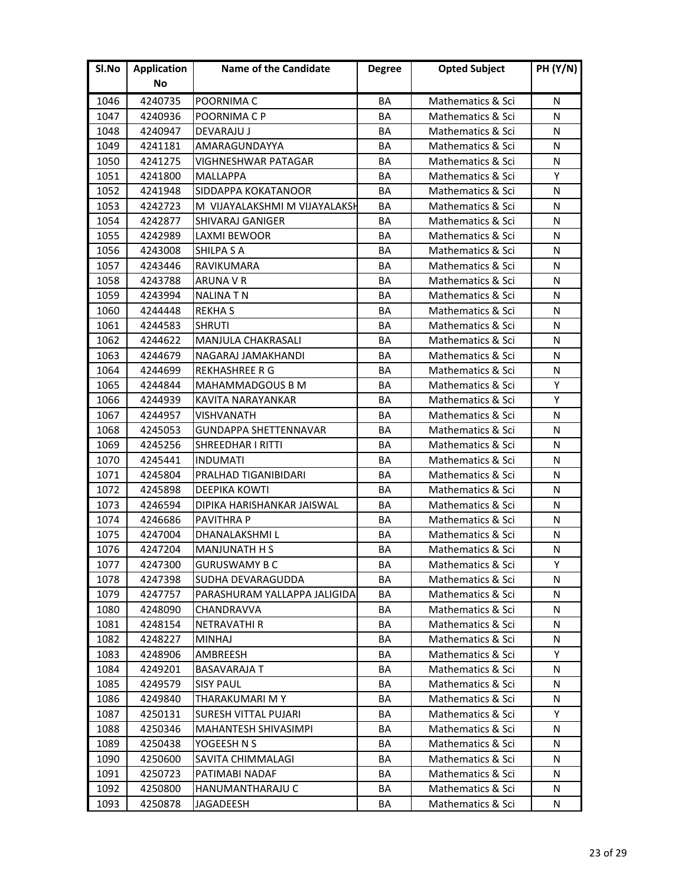| Sl.No | Application No | Name of the Candidate | Degree | Opted Subject | PH (Y/N) |
|---|---|---|---|---|---|
| 1046 | 4240735 | POORNIMA C | BA | Mathematics & Sci | N |
| 1047 | 4240936 | POORNIMA C P | BA | Mathematics & Sci | N |
| 1048 | 4240947 | DEVARAJU J | BA | Mathematics & Sci | N |
| 1049 | 4241181 | AMARAGUNDAYYA | BA | Mathematics & Sci | N |
| 1050 | 4241275 | VIGHNESHWAR PATAGAR | BA | Mathematics & Sci | N |
| 1051 | 4241800 | MALLAPPA | BA | Mathematics & Sci | Y |
| 1052 | 4241948 | SIDDAPPA KOKATANOOR | BA | Mathematics & Sci | N |
| 1053 | 4242723 | M VIJAYALAKSHMI M VIJAYALAKSH | BA | Mathematics & Sci | N |
| 1054 | 4242877 | SHIVARAJ GANIGER | BA | Mathematics & Sci | N |
| 1055 | 4242989 | LAXMI BEWOOR | BA | Mathematics & Sci | N |
| 1056 | 4243008 | SHILPA S A | BA | Mathematics & Sci | N |
| 1057 | 4243446 | RAVIKUMARA | BA | Mathematics & Sci | N |
| 1058 | 4243788 | ARUNA V R | BA | Mathematics & Sci | N |
| 1059 | 4243994 | NALINA T N | BA | Mathematics & Sci | N |
| 1060 | 4244448 | REKHA S | BA | Mathematics & Sci | N |
| 1061 | 4244583 | SHRUTI | BA | Mathematics & Sci | N |
| 1062 | 4244622 | MANJULA CHAKRASALI | BA | Mathematics & Sci | N |
| 1063 | 4244679 | NAGARAJ JAMAKHANDI | BA | Mathematics & Sci | N |
| 1064 | 4244699 | REKHASHREE R G | BA | Mathematics & Sci | N |
| 1065 | 4244844 | MAHAMMADGOUS B M | BA | Mathematics & Sci | Y |
| 1066 | 4244939 | KAVITA NARAYANKAR | BA | Mathematics & Sci | Y |
| 1067 | 4244957 | VISHVANATH | BA | Mathematics & Sci | N |
| 1068 | 4245053 | GUNDAPPA SHETTENNAVAR | BA | Mathematics & Sci | N |
| 1069 | 4245256 | SHREEDHAR I RITTI | BA | Mathematics & Sci | N |
| 1070 | 4245441 | INDUMATI | BA | Mathematics & Sci | N |
| 1071 | 4245804 | PRALHAD TIGANIBIDARI | BA | Mathematics & Sci | N |
| 1072 | 4245898 | DEEPIKA KOWTI | BA | Mathematics & Sci | N |
| 1073 | 4246594 | DIPIKA HARISHANKAR JAISWAL | BA | Mathematics & Sci | N |
| 1074 | 4246686 | PAVITHRA P | BA | Mathematics & Sci | N |
| 1075 | 4247004 | DHANALAKSHMI L | BA | Mathematics & Sci | N |
| 1076 | 4247204 | MANJUNATH H S | BA | Mathematics & Sci | N |
| 1077 | 4247300 | GURUSWAMY B C | BA | Mathematics & Sci | Y |
| 1078 | 4247398 | SUDHA DEVARAGUDDA | BA | Mathematics & Sci | N |
| 1079 | 4247757 | PARASHURAM YALLAPPA JALIGIDA | BA | Mathematics & Sci | N |
| 1080 | 4248090 | CHANDRAVVA | BA | Mathematics & Sci | N |
| 1081 | 4248154 | NETRAVATHI R | BA | Mathematics & Sci | N |
| 1082 | 4248227 | MINHAJ | BA | Mathematics & Sci | N |
| 1083 | 4248906 | AMBREESH | BA | Mathematics & Sci | Y |
| 1084 | 4249201 | BASAVARAJA T | BA | Mathematics & Sci | N |
| 1085 | 4249579 | SISY PAUL | BA | Mathematics & Sci | N |
| 1086 | 4249840 | THARAKUMARI M Y | BA | Mathematics & Sci | N |
| 1087 | 4250131 | SURESH VITTAL PUJARI | BA | Mathematics & Sci | Y |
| 1088 | 4250346 | MAHANTESH SHIVASIMPI | BA | Mathematics & Sci | N |
| 1089 | 4250438 | YOGEESH N S | BA | Mathematics & Sci | N |
| 1090 | 4250600 | SAVITA CHIMMALAGI | BA | Mathematics & Sci | N |
| 1091 | 4250723 | PATIMABI NADAF | BA | Mathematics & Sci | N |
| 1092 | 4250800 | HANUMANTHARAJU C | BA | Mathematics & Sci | N |
| 1093 | 4250878 | JAGADEESH | BA | Mathematics & Sci | N |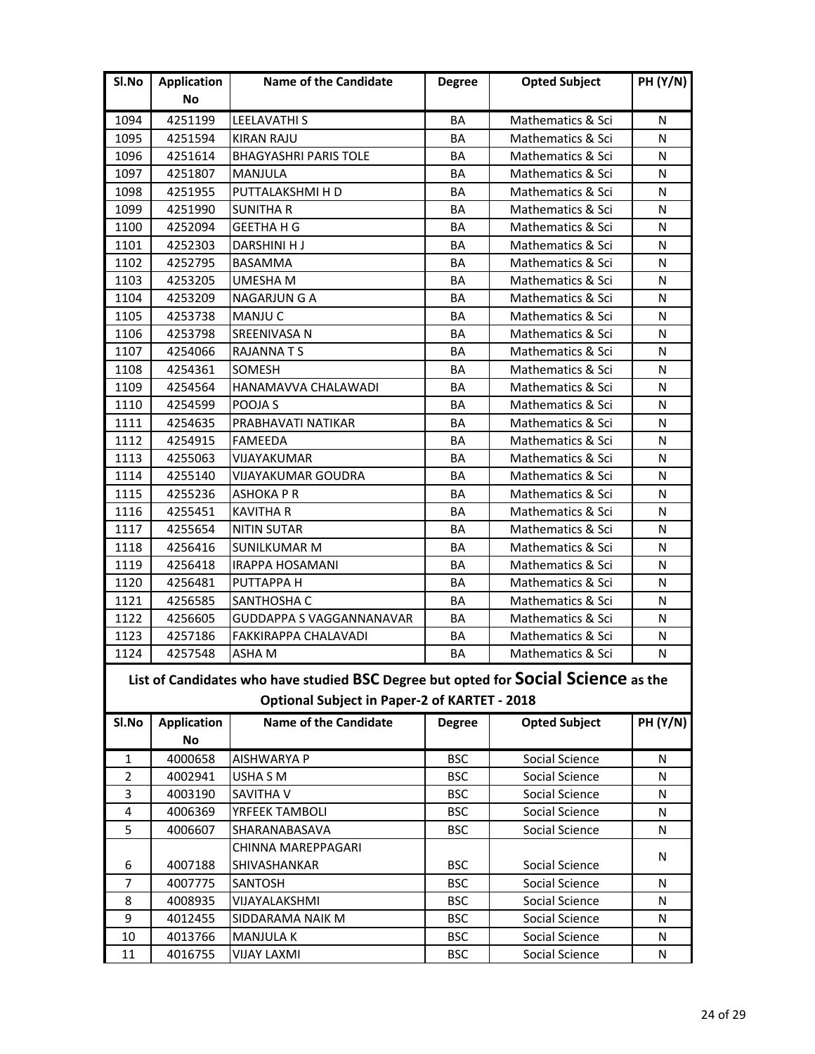| Sl.No | Application No | Name of the Candidate | Degree | Opted Subject | PH (Y/N) |
|---|---|---|---|---|---|
| 1094 | 4251199 | LEELAVATHI S | BA | Mathematics & Sci | N |
| 1095 | 4251594 | KIRAN RAJU | BA | Mathematics & Sci | N |
| 1096 | 4251614 | BHAGYASHRI PARIS TOLE | BA | Mathematics & Sci | N |
| 1097 | 4251807 | MANJULA | BA | Mathematics & Sci | N |
| 1098 | 4251955 | PUTTALAKSHMI H D | BA | Mathematics & Sci | N |
| 1099 | 4251990 | SUNITHA R | BA | Mathematics & Sci | N |
| 1100 | 4252094 | GEETHA H G | BA | Mathematics & Sci | N |
| 1101 | 4252303 | DARSHINI H J | BA | Mathematics & Sci | N |
| 1102 | 4252795 | BASAMMA | BA | Mathematics & Sci | N |
| 1103 | 4253205 | UMESHA M | BA | Mathematics & Sci | N |
| 1104 | 4253209 | NAGARJUN G A | BA | Mathematics & Sci | N |
| 1105 | 4253738 | MANJU C | BA | Mathematics & Sci | N |
| 1106 | 4253798 | SREENIVASA N | BA | Mathematics & Sci | N |
| 1107 | 4254066 | RAJANNA T S | BA | Mathematics & Sci | N |
| 1108 | 4254361 | SOMESH | BA | Mathematics & Sci | N |
| 1109 | 4254564 | HANAMAVVA CHALAWADI | BA | Mathematics & Sci | N |
| 1110 | 4254599 | POOJA S | BA | Mathematics & Sci | N |
| 1111 | 4254635 | PRABHAVATI NATIKAR | BA | Mathematics & Sci | N |
| 1112 | 4254915 | FAMEEDA | BA | Mathematics & Sci | N |
| 1113 | 4255063 | VIJAYAKUMAR | BA | Mathematics & Sci | N |
| 1114 | 4255140 | VIJAYAKUMAR GOUDRA | BA | Mathematics & Sci | N |
| 1115 | 4255236 | ASHOKA P R | BA | Mathematics & Sci | N |
| 1116 | 4255451 | KAVITHA R | BA | Mathematics & Sci | N |
| 1117 | 4255654 | NITIN SUTAR | BA | Mathematics & Sci | N |
| 1118 | 4256416 | SUNILKUMAR M | BA | Mathematics & Sci | N |
| 1119 | 4256418 | IRAPPA HOSAMANI | BA | Mathematics & Sci | N |
| 1120 | 4256481 | PUTTAPPA H | BA | Mathematics & Sci | N |
| 1121 | 4256585 | SANTHOSHA C | BA | Mathematics & Sci | N |
| 1122 | 4256605 | GUDDAPPA S VAGGANNANAVAR | BA | Mathematics & Sci | N |
| 1123 | 4257186 | FAKKIRAPPA CHALAVADI | BA | Mathematics & Sci | N |
| 1124 | 4257548 | ASHA M | BA | Mathematics & Sci | N |

## List of Candidates who have studied BSC Degree but opted for Social Science as the Optional Subject in Paper-2 of KARTET - 2018

| Sl.No | Application No | Name of the Candidate | Degree | Opted Subject | PH (Y/N) |
|---|---|---|---|---|---|
| 1 | 4000658 | AISHWARYA P | BSC | Social Science | N |
| 2 | 4002941 | USHA S M | BSC | Social Science | N |
| 3 | 4003190 | SAVITHA V | BSC | Social Science | N |
| 4 | 4006369 | YRFEEK TAMBOLI | BSC | Social Science | N |
| 5 | 4006607 | SHARANABASAVA | BSC | Social Science | N |
| 6 | 4007188 | CHINNA MAREPPAGARI SHIVASHANKAR | BSC | Social Science | N |
| 7 | 4007775 | SANTOSH | BSC | Social Science | N |
| 8 | 4008935 | VIJAYALAKSHMI | BSC | Social Science | N |
| 9 | 4012455 | SIDDARAMA NAIK M | BSC | Social Science | N |
| 10 | 4013766 | MANJULA K | BSC | Social Science | N |
| 11 | 4016755 | VIJAY LAXMI | BSC | Social Science | N |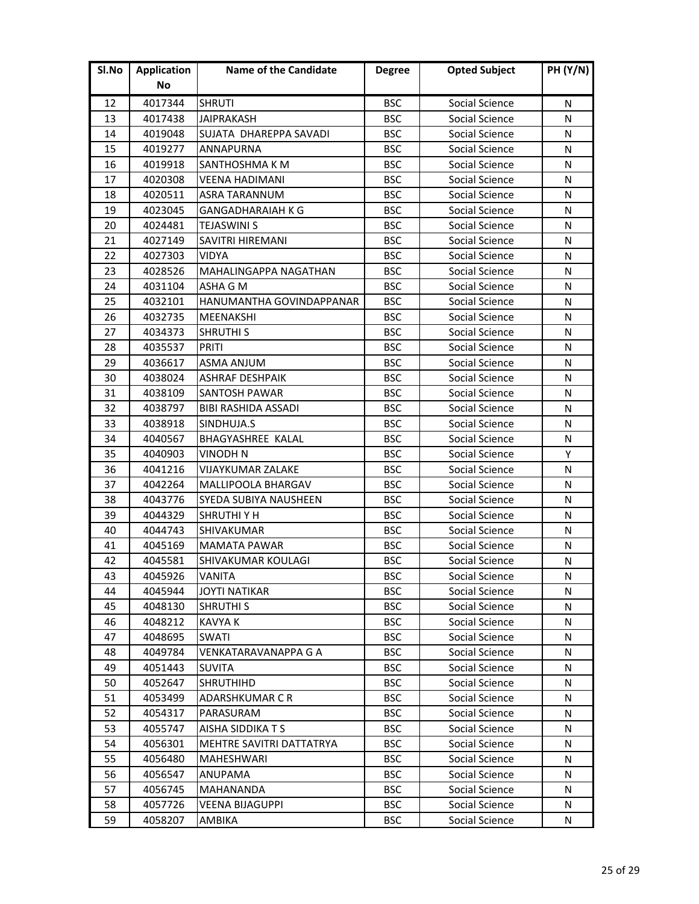| Sl.No | Application No | Name of the Candidate | Degree | Opted Subject | PH (Y/N) |
|---|---|---|---|---|---|
| 12 | 4017344 | SHRUTI | BSC | Social Science | N |
| 13 | 4017438 | JAIPRAKASH | BSC | Social Science | N |
| 14 | 4019048 | SUJATA DHAREPPA SAVADI | BSC | Social Science | N |
| 15 | 4019277 | ANNAPURNA | BSC | Social Science | N |
| 16 | 4019918 | SANTHOSHMA K M | BSC | Social Science | N |
| 17 | 4020308 | VEENA HADIMANI | BSC | Social Science | N |
| 18 | 4020511 | ASRA TARANNUM | BSC | Social Science | N |
| 19 | 4023045 | GANGADHARAIAH K G | BSC | Social Science | N |
| 20 | 4024481 | TEJASWINI S | BSC | Social Science | N |
| 21 | 4027149 | SAVITRI HIREMANI | BSC | Social Science | N |
| 22 | 4027303 | VIDYA | BSC | Social Science | N |
| 23 | 4028526 | MAHALINGAPPA NAGATHAN | BSC | Social Science | N |
| 24 | 4031104 | ASHA G M | BSC | Social Science | N |
| 25 | 4032101 | HANUMANTHA GOVINDAPPANAR | BSC | Social Science | N |
| 26 | 4032735 | MEENAKSHI | BSC | Social Science | N |
| 27 | 4034373 | SHRUTHI S | BSC | Social Science | N |
| 28 | 4035537 | PRITI | BSC | Social Science | N |
| 29 | 4036617 | ASMA ANJUM | BSC | Social Science | N |
| 30 | 4038024 | ASHRAF DESHPAIK | BSC | Social Science | N |
| 31 | 4038109 | SANTOSH PAWAR | BSC | Social Science | N |
| 32 | 4038797 | BIBI RASHIDA ASSADI | BSC | Social Science | N |
| 33 | 4038918 | SINDHUJA.S | BSC | Social Science | N |
| 34 | 4040567 | BHAGYASHREE KALAL | BSC | Social Science | N |
| 35 | 4040903 | VINODH N | BSC | Social Science | Y |
| 36 | 4041216 | VIJAYKUMAR ZALAKE | BSC | Social Science | N |
| 37 | 4042264 | MALLIPOOLA BHARGAV | BSC | Social Science | N |
| 38 | 4043776 | SYEDA SUBIYA NAUSHEEN | BSC | Social Science | N |
| 39 | 4044329 | SHRUTHI Y H | BSC | Social Science | N |
| 40 | 4044743 | SHIVAKUMAR | BSC | Social Science | N |
| 41 | 4045169 | MAMATA PAWAR | BSC | Social Science | N |
| 42 | 4045581 | SHIVAKUMAR KOULAGI | BSC | Social Science | N |
| 43 | 4045926 | VANITA | BSC | Social Science | N |
| 44 | 4045944 | JOYTI NATIKAR | BSC | Social Science | N |
| 45 | 4048130 | SHRUTHI S | BSC | Social Science | N |
| 46 | 4048212 | KAVYA K | BSC | Social Science | N |
| 47 | 4048695 | SWATI | BSC | Social Science | N |
| 48 | 4049784 | VENKATARAVANAPPA G A | BSC | Social Science | N |
| 49 | 4051443 | SUVITA | BSC | Social Science | N |
| 50 | 4052647 | SHRUTHIHD | BSC | Social Science | N |
| 51 | 4053499 | ADARSHKUMAR C R | BSC | Social Science | N |
| 52 | 4054317 | PARASURAM | BSC | Social Science | N |
| 53 | 4055747 | AISHA SIDDIKA T S | BSC | Social Science | N |
| 54 | 4056301 | MEHTRE SAVITRI DATTATRYA | BSC | Social Science | N |
| 55 | 4056480 | MAHESHWARI | BSC | Social Science | N |
| 56 | 4056547 | ANUPAMA | BSC | Social Science | N |
| 57 | 4056745 | MAHANANDA | BSC | Social Science | N |
| 58 | 4057726 | VEENA BIJAGUPPI | BSC | Social Science | N |
| 59 | 4058207 | AMBIKA | BSC | Social Science | N |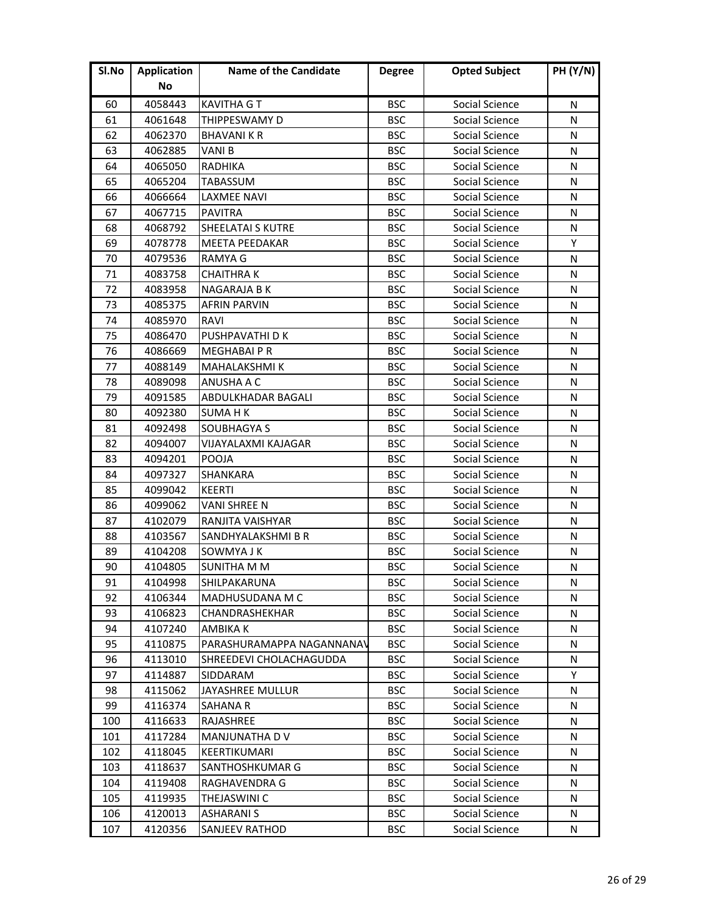| Sl.No | Application No | Name of the Candidate | Degree | Opted Subject | PH (Y/N) |
|---|---|---|---|---|---|
| 60 | 4058443 | KAVITHA G T | BSC | Social Science | N |
| 61 | 4061648 | THIPPESWAMY D | BSC | Social Science | N |
| 62 | 4062370 | BHAVANI K R | BSC | Social Science | N |
| 63 | 4062885 | VANI B | BSC | Social Science | N |
| 64 | 4065050 | RADHIKA | BSC | Social Science | N |
| 65 | 4065204 | TABASSUM | BSC | Social Science | N |
| 66 | 4066664 | LAXMEE NAVI | BSC | Social Science | N |
| 67 | 4067715 | PAVITRA | BSC | Social Science | N |
| 68 | 4068792 | SHEELATAI S KUTRE | BSC | Social Science | N |
| 69 | 4078778 | MEETA PEEDAKAR | BSC | Social Science | Y |
| 70 | 4079536 | RAMYA G | BSC | Social Science | N |
| 71 | 4083758 | CHAITHRA K | BSC | Social Science | N |
| 72 | 4083958 | NAGARAJA B K | BSC | Social Science | N |
| 73 | 4085375 | AFRIN PARVIN | BSC | Social Science | N |
| 74 | 4085970 | RAVI | BSC | Social Science | N |
| 75 | 4086470 | PUSHPAVATHI D K | BSC | Social Science | N |
| 76 | 4086669 | MEGHABAI P R | BSC | Social Science | N |
| 77 | 4088149 | MAHALAKSHMI K | BSC | Social Science | N |
| 78 | 4089098 | ANUSHA A C | BSC | Social Science | N |
| 79 | 4091585 | ABDULKHADAR BAGALI | BSC | Social Science | N |
| 80 | 4092380 | SUMA H K | BSC | Social Science | N |
| 81 | 4092498 | SOUBHAGYA S | BSC | Social Science | N |
| 82 | 4094007 | VIJAYALAXMI KAJAGAR | BSC | Social Science | N |
| 83 | 4094201 | POOJA | BSC | Social Science | N |
| 84 | 4097327 | SHANKARA | BSC | Social Science | N |
| 85 | 4099042 | KEERTI | BSC | Social Science | N |
| 86 | 4099062 | VANI SHREE N | BSC | Social Science | N |
| 87 | 4102079 | RANJITA VAISHYAR | BSC | Social Science | N |
| 88 | 4103567 | SANDHYALAKSHMI B R | BSC | Social Science | N |
| 89 | 4104208 | SOWMYA J K | BSC | Social Science | N |
| 90 | 4104805 | SUNITHA M M | BSC | Social Science | N |
| 91 | 4104998 | SHILPAKARUNA | BSC | Social Science | N |
| 92 | 4106344 | MADHUSUDANA M C | BSC | Social Science | N |
| 93 | 4106823 | CHANDRASHEKHAR | BSC | Social Science | N |
| 94 | 4107240 | AMBIKA K | BSC | Social Science | N |
| 95 | 4110875 | PARASHURAMAPPA NAGANNANAV | BSC | Social Science | N |
| 96 | 4113010 | SHREEDEVI CHOLACHAGUDDA | BSC | Social Science | N |
| 97 | 4114887 | SIDDARAM | BSC | Social Science | Y |
| 98 | 4115062 | JAYASHREE MULLUR | BSC | Social Science | N |
| 99 | 4116374 | SAHANA R | BSC | Social Science | N |
| 100 | 4116633 | RAJASHREE | BSC | Social Science | N |
| 101 | 4117284 | MANJUNATHA D V | BSC | Social Science | N |
| 102 | 4118045 | KEERTIKUMARI | BSC | Social Science | N |
| 103 | 4118637 | SANTHOSHKUMAR G | BSC | Social Science | N |
| 104 | 4119408 | RAGHAVENDRA G | BSC | Social Science | N |
| 105 | 4119935 | THEJASWINI C | BSC | Social Science | N |
| 106 | 4120013 | ASHARANI S | BSC | Social Science | N |
| 107 | 4120356 | SANJEEV RATHOD | BSC | Social Science | N |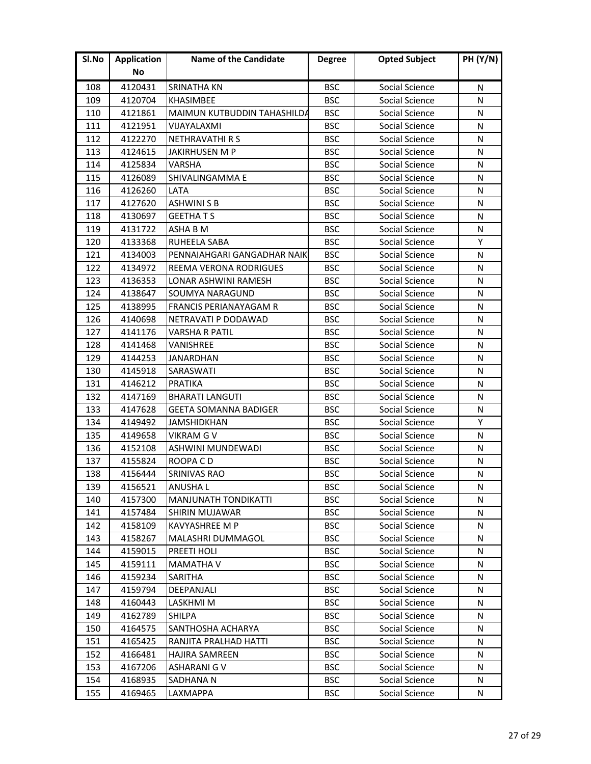| Sl.No | Application No | Name of the Candidate | Degree | Opted Subject | PH (Y/N) |
|---|---|---|---|---|---|
| 108 | 4120431 | SRINATHA KN | BSC | Social Science | N |
| 109 | 4120704 | KHASIMBEE | BSC | Social Science | N |
| 110 | 4121861 | MAIMUN KUTBUDDIN TAHASHILDA | BSC | Social Science | N |
| 111 | 4121951 | VIJAYALAXMI | BSC | Social Science | N |
| 112 | 4122270 | NETHRAVATHI R S | BSC | Social Science | N |
| 113 | 4124615 | JAKIRHUSEN M P | BSC | Social Science | N |
| 114 | 4125834 | VARSHA | BSC | Social Science | N |
| 115 | 4126089 | SHIVALINGAMMA E | BSC | Social Science | N |
| 116 | 4126260 | LATA | BSC | Social Science | N |
| 117 | 4127620 | ASHWINI S B | BSC | Social Science | N |
| 118 | 4130697 | GEETHA T S | BSC | Social Science | N |
| 119 | 4131722 | ASHA B M | BSC | Social Science | N |
| 120 | 4133368 | RUHEELA SABA | BSC | Social Science | Y |
| 121 | 4134003 | PENNAIAHGARI GANGADHAR NAIK | BSC | Social Science | N |
| 122 | 4134972 | REEMA VERONA RODRIGUES | BSC | Social Science | N |
| 123 | 4136353 | LONAR ASHWINI RAMESH | BSC | Social Science | N |
| 124 | 4138647 | SOUMYA NARAGUND | BSC | Social Science | N |
| 125 | 4138995 | FRANCIS PERIANAYAGAM R | BSC | Social Science | N |
| 126 | 4140698 | NETRAVATI P DODAWAD | BSC | Social Science | N |
| 127 | 4141176 | VARSHA R PATIL | BSC | Social Science | N |
| 128 | 4141468 | VANISHREE | BSC | Social Science | N |
| 129 | 4144253 | JANARDHAN | BSC | Social Science | N |
| 130 | 4145918 | SARASWATI | BSC | Social Science | N |
| 131 | 4146212 | PRATIKA | BSC | Social Science | N |
| 132 | 4147169 | BHARATI LANGUTI | BSC | Social Science | N |
| 133 | 4147628 | GEETA SOMANNA BADIGER | BSC | Social Science | N |
| 134 | 4149492 | JAMSHIDKHAN | BSC | Social Science | Y |
| 135 | 4149658 | VIKRAM G V | BSC | Social Science | N |
| 136 | 4152108 | ASHWINI MUNDEWADI | BSC | Social Science | N |
| 137 | 4155824 | ROOPA C D | BSC | Social Science | N |
| 138 | 4156444 | SRINIVAS RAO | BSC | Social Science | N |
| 139 | 4156521 | ANUSHA L | BSC | Social Science | N |
| 140 | 4157300 | MANJUNATH TONDIKATTI | BSC | Social Science | N |
| 141 | 4157484 | SHIRIN MUJAWAR | BSC | Social Science | N |
| 142 | 4158109 | KAVYASHREE M P | BSC | Social Science | N |
| 143 | 4158267 | MALASHRI DUMMAGOL | BSC | Social Science | N |
| 144 | 4159015 | PREETI HOLI | BSC | Social Science | N |
| 145 | 4159111 | MAMATHA V | BSC | Social Science | N |
| 146 | 4159234 | SARITHA | BSC | Social Science | N |
| 147 | 4159794 | DEEPANJALI | BSC | Social Science | N |
| 148 | 4160443 | LASKHMI M | BSC | Social Science | N |
| 149 | 4162789 | SHILPA | BSC | Social Science | N |
| 150 | 4164575 | SANTHOSHA ACHARYA | BSC | Social Science | N |
| 151 | 4165425 | RANJITA PRALHAD HATTI | BSC | Social Science | N |
| 152 | 4166481 | HAJIRA SAMREEN | BSC | Social Science | N |
| 153 | 4167206 | ASHARANI G V | BSC | Social Science | N |
| 154 | 4168935 | SADHANA N | BSC | Social Science | N |
| 155 | 4169465 | LAXMAPPA | BSC | Social Science | N |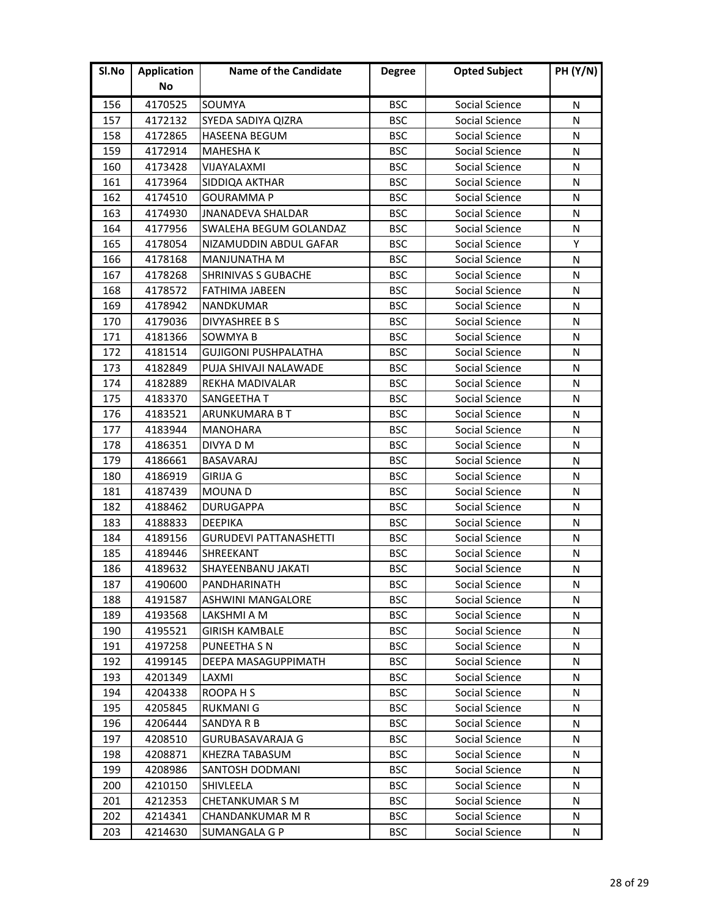| Sl.No | Application No | Name of the Candidate | Degree | Opted Subject | PH (Y/N) |
|---|---|---|---|---|---|
| 156 | 4170525 | SOUMYA | BSC | Social Science | N |
| 157 | 4172132 | SYEDA SADIYA QIZRA | BSC | Social Science | N |
| 158 | 4172865 | HASEENA BEGUM | BSC | Social Science | N |
| 159 | 4172914 | MAHESHA K | BSC | Social Science | N |
| 160 | 4173428 | VIJAYALAXMI | BSC | Social Science | N |
| 161 | 4173964 | SIDDIQA AKTHAR | BSC | Social Science | N |
| 162 | 4174510 | GOURAMMA P | BSC | Social Science | N |
| 163 | 4174930 | JNANADEVA SHALDAR | BSC | Social Science | N |
| 164 | 4177956 | SWALEHA BEGUM GOLANDAZ | BSC | Social Science | N |
| 165 | 4178054 | NIZAMUDDIN ABDUL GAFAR | BSC | Social Science | Y |
| 166 | 4178168 | MANJUNATHA M | BSC | Social Science | N |
| 167 | 4178268 | SHRINIVAS S GUBACHE | BSC | Social Science | N |
| 168 | 4178572 | FATHIMA JABEEN | BSC | Social Science | N |
| 169 | 4178942 | NANDKUMAR | BSC | Social Science | N |
| 170 | 4179036 | DIVYASHREE B S | BSC | Social Science | N |
| 171 | 4181366 | SOWMYA B | BSC | Social Science | N |
| 172 | 4181514 | GUJIGONI PUSHPALATHA | BSC | Social Science | N |
| 173 | 4182849 | PUJA SHIVAJI NALAWADE | BSC | Social Science | N |
| 174 | 4182889 | REKHA MADIVALAR | BSC | Social Science | N |
| 175 | 4183370 | SANGEETHA T | BSC | Social Science | N |
| 176 | 4183521 | ARUNKUMARA B T | BSC | Social Science | N |
| 177 | 4183944 | MANOHARA | BSC | Social Science | N |
| 178 | 4186351 | DIVYA D M | BSC | Social Science | N |
| 179 | 4186661 | BASAVARAJ | BSC | Social Science | N |
| 180 | 4186919 | GIRIJA G | BSC | Social Science | N |
| 181 | 4187439 | MOUNA D | BSC | Social Science | N |
| 182 | 4188462 | DURUGAPPA | BSC | Social Science | N |
| 183 | 4188833 | DEEPIKA | BSC | Social Science | N |
| 184 | 4189156 | GURUDEVI PATTANASHETTI | BSC | Social Science | N |
| 185 | 4189446 | SHREEKANT | BSC | Social Science | N |
| 186 | 4189632 | SHAYEENBANU JAKATI | BSC | Social Science | N |
| 187 | 4190600 | PANDHARINATH | BSC | Social Science | N |
| 188 | 4191587 | ASHWINI MANGALORE | BSC | Social Science | N |
| 189 | 4193568 | LAKSHMI A M | BSC | Social Science | N |
| 190 | 4195521 | GIRISH KAMBALE | BSC | Social Science | N |
| 191 | 4197258 | PUNEETHA S N | BSC | Social Science | N |
| 192 | 4199145 | DEEPA MASAGUPPIMATH | BSC | Social Science | N |
| 193 | 4201349 | LAXMI | BSC | Social Science | N |
| 194 | 4204338 | ROOPA H S | BSC | Social Science | N |
| 195 | 4205845 | RUKMANI G | BSC | Social Science | N |
| 196 | 4206444 | SANDYA R B | BSC | Social Science | N |
| 197 | 4208510 | GURUBASAVARAJA G | BSC | Social Science | N |
| 198 | 4208871 | KHEZRA TABASUM | BSC | Social Science | N |
| 199 | 4208986 | SANTOSH DODMANI | BSC | Social Science | N |
| 200 | 4210150 | SHIVLEELA | BSC | Social Science | N |
| 201 | 4212353 | CHETANKUMAR S M | BSC | Social Science | N |
| 202 | 4214341 | CHANDANKUMAR M R | BSC | Social Science | N |
| 203 | 4214630 | SUMANGALA G P | BSC | Social Science | N |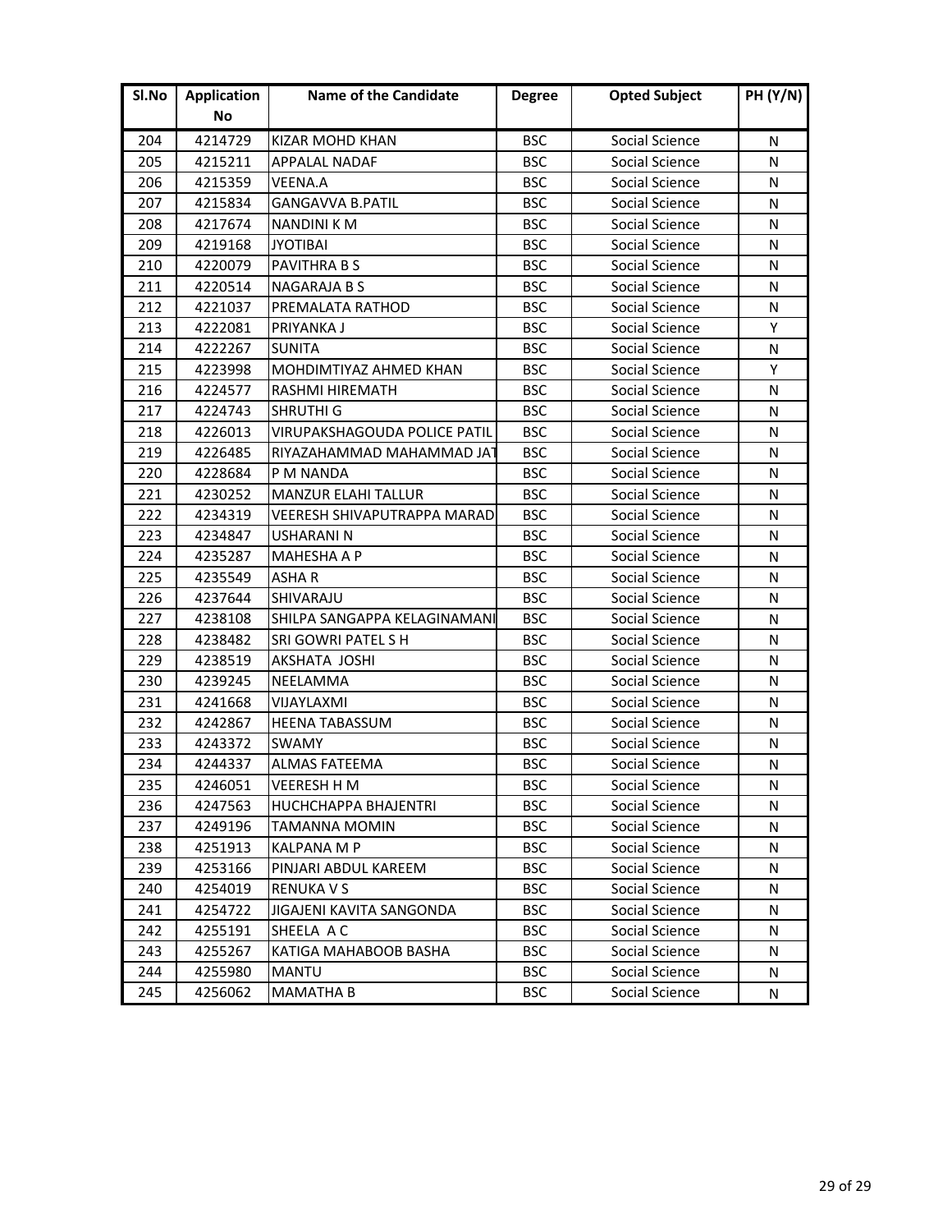| Sl.No | Application No | Name of the Candidate | Degree | Opted Subject | PH (Y/N) |
|---|---|---|---|---|---|
| 204 | 4214729 | KIZAR MOHD KHAN | BSC | Social Science | N |
| 205 | 4215211 | APPALAL NADAF | BSC | Social Science | N |
| 206 | 4215359 | VEENA.A | BSC | Social Science | N |
| 207 | 4215834 | GANGAVVA B.PATIL | BSC | Social Science | N |
| 208 | 4217674 | NANDINI K M | BSC | Social Science | N |
| 209 | 4219168 | JYOTIBAI | BSC | Social Science | N |
| 210 | 4220079 | PAVITHRA B S | BSC | Social Science | N |
| 211 | 4220514 | NAGARAJA B S | BSC | Social Science | N |
| 212 | 4221037 | PREMALATA RATHOD | BSC | Social Science | N |
| 213 | 4222081 | PRIYANKA J | BSC | Social Science | Y |
| 214 | 4222267 | SUNITA | BSC | Social Science | N |
| 215 | 4223998 | MOHDIMTIYAZ AHMED KHAN | BSC | Social Science | Y |
| 216 | 4224577 | RASHMI HIREMATH | BSC | Social Science | N |
| 217 | 4224743 | SHRUTHI G | BSC | Social Science | N |
| 218 | 4226013 | VIRUPAKSHAGOUDA POLICE PATIL | BSC | Social Science | N |
| 219 | 4226485 | RIYAZAHAMMAD MAHAMMAD JAT | BSC | Social Science | N |
| 220 | 4228684 | P M NANDA | BSC | Social Science | N |
| 221 | 4230252 | MANZUR ELAHI TALLUR | BSC | Social Science | N |
| 222 | 4234319 | VEERESH SHIVAPUTRAPPA MARAD | BSC | Social Science | N |
| 223 | 4234847 | USHARANI N | BSC | Social Science | N |
| 224 | 4235287 | MAHESHA A P | BSC | Social Science | N |
| 225 | 4235549 | ASHA R | BSC | Social Science | N |
| 226 | 4237644 | SHIVARAJU | BSC | Social Science | N |
| 227 | 4238108 | SHILPA SANGAPPA KELAGINAMANI | BSC | Social Science | N |
| 228 | 4238482 | SRI GOWRI PATEL S H | BSC | Social Science | N |
| 229 | 4238519 | AKSHATA JOSHI | BSC | Social Science | N |
| 230 | 4239245 | NEELAMMA | BSC | Social Science | N |
| 231 | 4241668 | VIJAYLAXMI | BSC | Social Science | N |
| 232 | 4242867 | HEENA TABASSUM | BSC | Social Science | N |
| 233 | 4243372 | SWAMY | BSC | Social Science | N |
| 234 | 4244337 | ALMAS FATEEMA | BSC | Social Science | N |
| 235 | 4246051 | VEERESH H M | BSC | Social Science | N |
| 236 | 4247563 | HUCHCHAPPA BHAJENTRI | BSC | Social Science | N |
| 237 | 4249196 | TAMANNA MOMIN | BSC | Social Science | N |
| 238 | 4251913 | KALPANA M P | BSC | Social Science | N |
| 239 | 4253166 | PINJARI ABDUL KAREEM | BSC | Social Science | N |
| 240 | 4254019 | RENUKA V S | BSC | Social Science | N |
| 241 | 4254722 | JIGAJENI KAVITA SANGONDA | BSC | Social Science | N |
| 242 | 4255191 | SHEELA A C | BSC | Social Science | N |
| 243 | 4255267 | KATIGA MAHABOOB BASHA | BSC | Social Science | N |
| 244 | 4255980 | MANTU | BSC | Social Science | N |
| 245 | 4256062 | MAMATHA B | BSC | Social Science | N |